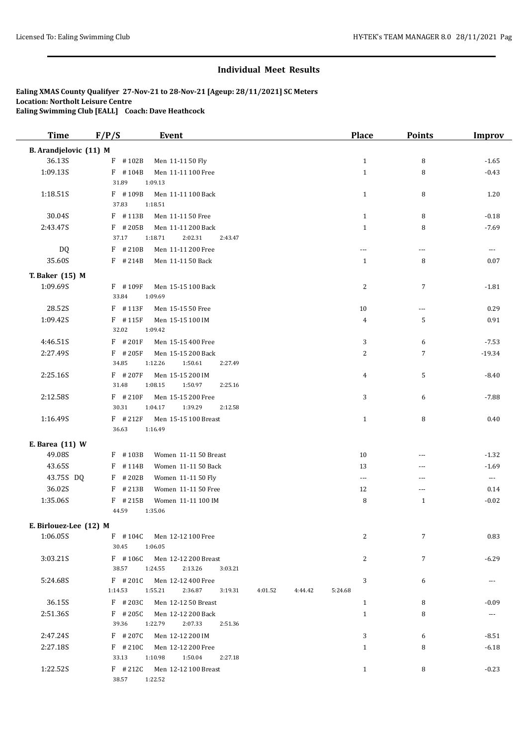## Individual Meet Results

**Ealing XMAS County Qualifyer 27-Nov-21 to 28-Nov-21 [Ageup: 28/11/2021] SC Meters**
**Location: Northolt Leisure Centre**
**Ealing Swimming Club [EALL] Coach: Dave Heathcock**

| Time | F/P/S | Event | Place | Points | Improv |
|---|---|---|---|---|---|
| **B. Arandjelovic (11) M** | | | | | |
| 36.13S | F #102B | Men 11-11 50 Fly | 1 | 8 | -1.65 |
| 1:09.13S | F #104B | Men 11-11 100 Free<br>31.89 1:09.13 | 1 | 8 | -0.43 |
| 1:18.51S | F #109B | Men 11-11 100 Back<br>37.83 1:18.51 | 1 | 8 | 1.20 |
| 30.04S | F #113B | Men 11-11 50 Free | 1 | 8 | -0.18 |
| 2:43.47S | F #205B | Men 11-11 200 Back<br>37.17 1:18.71 2:02.31 2:43.47 | 1 | 8 | -7.69 |
| DQ | F #210B | Men 11-11 200 Free | --- | --- | --- |
| 35.60S | F #214B | Men 11-11 50 Back | 1 | 8 | 0.07 |
| **T. Baker (15) M** | | | | | |
| 1:09.69S | F #109F | Men 15-15 100 Back<br>33.84 1:09.69 | 2 | 7 | -1.81 |
| 28.52S | F #113F | Men 15-15 50 Free | 10 | --- | 0.29 |
| 1:09.42S | F #115F | Men 15-15 100 IM<br>32.02 1:09.42 | 4 | 5 | 0.91 |
| 4:46.51S | F #201F | Men 15-15 400 Free | 3 | 6 | -7.53 |
| 2:27.49S | F #205F | Men 15-15 200 Back<br>34.85 1:12.26 1:50.61 2:27.49 | 2 | 7 | -19.34 |
| 2:25.16S | F #207F | Men 15-15 200 IM<br>31.48 1:08.15 1:50.97 2:25.16 | 4 | 5 | -8.40 |
| 2:12.58S | F #210F | Men 15-15 200 Free<br>30.31 1:04.17 1:39.29 2:12.58 | 3 | 6 | -7.88 |
| 1:16.49S | F #212F | Men 15-15 100 Breast<br>36.63 1:16.49 | 1 | 8 | 0.40 |
| **E. Barea (11) W** | | | | | |
| 49.08S | F #103B | Women 11-11 50 Breast | 10 | --- | -1.32 |
| 43.65S | F #114B | Women 11-11 50 Back | 13 | --- | -1.69 |
| 43.75S DQ | F #202B | Women 11-11 50 Fly | --- | --- | --- |
| 36.02S | F #213B | Women 11-11 50 Free | 12 | --- | 0.14 |
| 1:35.06S | F #215B | Women 11-11 100 IM<br>44.59 1:35.06 | 8 | 1 | -0.02 |
| **E. Birlouez-Lee (12) M** | | | | | |
| 1:06.05S | F #104C | Men 12-12 100 Free<br>30.45 1:06.05 | 2 | 7 | 0.83 |
| 3:03.21S | F #106C | Men 12-12 200 Breast<br>38.57 1:24.55 2:13.26 3:03.21 | 2 | 7 | -6.29 |
| 5:24.68S | F #201C | Men 12-12 400 Free<br>1:14.53 1:55.21 2:36.87 3:19.31 4:01.52 4:44.42 5:24.68 | 3 | 6 | --- |
| 36.15S | F #203C | Men 12-12 50 Breast | 1 | 8 | -0.09 |
| 2:51.36S | F #205C | Men 12-12 200 Back<br>39.36 1:22.79 2:07.33 2:51.36 | 1 | 8 | --- |
| 2:47.24S | F #207C | Men 12-12 200 IM | 3 | 6 | -8.51 |
| 2:27.18S | F #210C | Men 12-12 200 Free<br>33.13 1:10.98 1:50.04 2:27.18 | 1 | 8 | -6.18 |
| 1:22.52S | F #212C | Men 12-12 100 Breast<br>38.57 1:22.52 | 1 | 8 | -0.23 |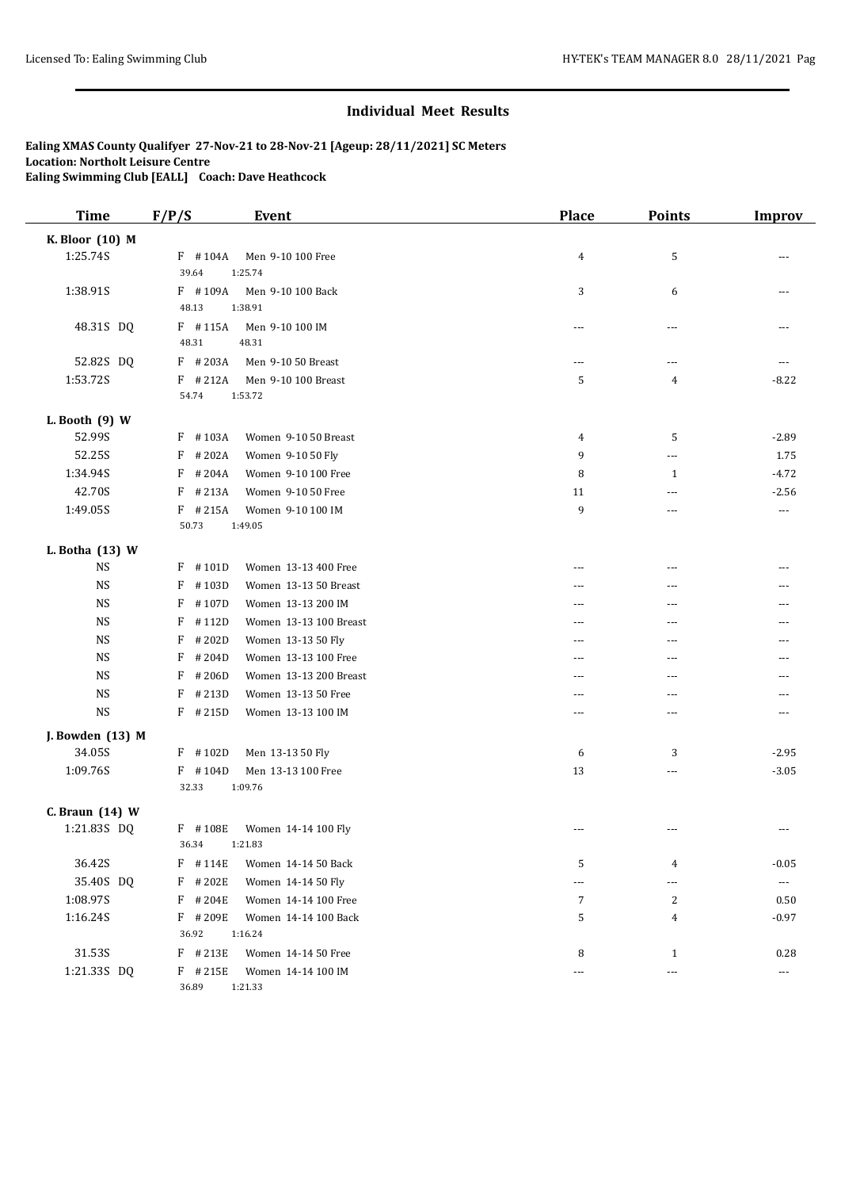## Individual Meet Results

**Ealing XMAS County Qualifyer 27-Nov-21 to 28-Nov-21 [Ageup: 28/11/2021] SC Meters**
**Location: Northolt Leisure Centre**
**Ealing Swimming Club [EALL] Coach: Dave Heathcock**

| Time | F/P/S | Event | Place | Points | Improv |
|---|---|---|---|---|---|
| **K. Bloor (10) M** | | | | | |
| 1:25.74S | F #104A | Men 9-10 100 Free | 4 | 5 | --- |
| | 39.64 1:25.74 | | | | |
| 1:38.91S | F #109A | Men 9-10 100 Back | 3 | 6 | --- |
| | 48.13 1:38.91 | | | | |
| 48.31S DQ | F #115A | Men 9-10 100 IM | --- | --- | --- |
| | 48.31 48.31 | | | | |
| 52.82S DQ | F #203A | Men 9-10 50 Breast | --- | --- | --- |
| 1:53.72S | F #212A | Men 9-10 100 Breast | 5 | 4 | -8.22 |
| | 54.74 1:53.72 | | | | |
| **L. Booth (9) W** | | | | | |
| 52.99S | F #103A | Women 9-10 50 Breast | 4 | 5 | -2.89 |
| 52.25S | F #202A | Women 9-10 50 Fly | 9 | --- | 1.75 |
| 1:34.94S | F #204A | Women 9-10 100 Free | 8 | 1 | -4.72 |
| 42.70S | F #213A | Women 9-10 50 Free | 11 | --- | -2.56 |
| 1:49.05S | F #215A | Women 9-10 100 IM | 9 | --- | --- |
| | 50.73 1:49.05 | | | | |
| **L. Botha (13) W** | | | | | |
| NS | F #101D | Women 13-13 400 Free | --- | --- | --- |
| NS | F #103D | Women 13-13 50 Breast | --- | --- | --- |
| NS | F #107D | Women 13-13 200 IM | --- | --- | --- |
| NS | F #112D | Women 13-13 100 Breast | --- | --- | --- |
| NS | F #202D | Women 13-13 50 Fly | --- | --- | --- |
| NS | F #204D | Women 13-13 100 Free | --- | --- | --- |
| NS | F #206D | Women 13-13 200 Breast | --- | --- | --- |
| NS | F #213D | Women 13-13 50 Free | --- | --- | --- |
| NS | F #215D | Women 13-13 100 IM | --- | --- | --- |
| **J. Bowden (13) M** | | | | | |
| 34.05S | F #102D | Men 13-13 50 Fly | 6 | 3 | -2.95 |
| 1:09.76S | F #104D | Men 13-13 100 Free | 13 | --- | -3.05 |
| | 32.33 1:09.76 | | | | |
| **C. Braun (14) W** | | | | | |
| 1:21.83S DQ | F #108E | Women 14-14 100 Fly | --- | --- | --- |
| | 36.34 1:21.83 | | | | |
| 36.42S | F #114E | Women 14-14 50 Back | 5 | 4 | -0.05 |
| 35.40S DQ | F #202E | Women 14-14 50 Fly | --- | --- | --- |
| 1:08.97S | F #204E | Women 14-14 100 Free | 7 | 2 | 0.50 |
| 1:16.24S | F #209E | Women 14-14 100 Back | 5 | 4 | -0.97 |
| | 36.92 1:16.24 | | | | |
| 31.53S | F #213E | Women 14-14 50 Free | 8 | 1 | 0.28 |
| 1:21.33S DQ | F #215E | Women 14-14 100 IM | --- | --- | --- |
| | 36.89 1:21.33 | | | | |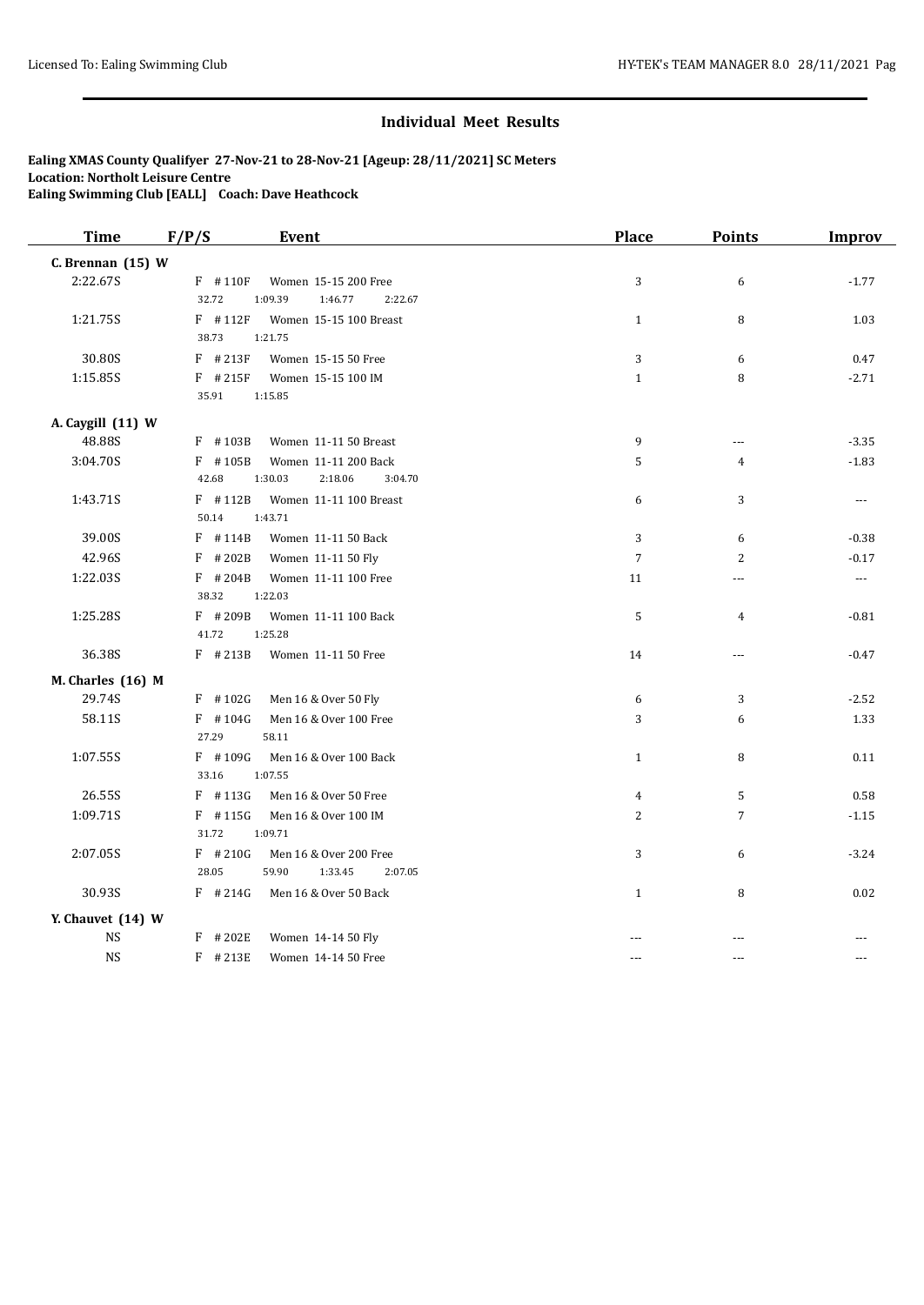## Individual Meet Results

**Ealing XMAS County Qualifyer 27-Nov-21 to 28-Nov-21 [Ageup: 28/11/2021] SC Meters**
**Location: Northolt Leisure Centre**
**Ealing Swimming Club [EALL] Coach: Dave Heathcock**

| Time | F/P/S | Event | Place | Points | Improv |
|---|---|---|---|---|---|
| **C. Brennan (15) W** | | | | | |
| 2:22.67S | F #110F | Women 15-15 200 Free | 3 | 6 | -1.77 |
| | 32.72 1:09.39 1:46.77 2:22.67 | | | | |
| 1:21.75S | F #112F | Women 15-15 100 Breast | 1 | 8 | 1.03 |
| | 38.73 1:21.75 | | | | |
| 30.80S | F #213F | Women 15-15 50 Free | 3 | 6 | 0.47 |
| 1:15.85S | F #215F | Women 15-15 100 IM | 1 | 8 | -2.71 |
| | 35.91 1:15.85 | | | | |
| **A. Caygill (11) W** | | | | | |
| 48.88S | F #103B | Women 11-11 50 Breast | 9 | --- | -3.35 |
| 3:04.70S | F #105B | Women 11-11 200 Back | 5 | 4 | -1.83 |
| | 42.68 1:30.03 2:18.06 3:04.70 | | | | |
| 1:43.71S | F #112B | Women 11-11 100 Breast | 6 | 3 | --- |
| | 50.14 1:43.71 | | | | |
| 39.00S | F #114B | Women 11-11 50 Back | 3 | 6 | -0.38 |
| 42.96S | F #202B | Women 11-11 50 Fly | 7 | 2 | -0.17 |
| 1:22.03S | F #204B | Women 11-11 100 Free | 11 | --- | --- |
| | 38.32 1:22.03 | | | | |
| 1:25.28S | F #209B | Women 11-11 100 Back | 5 | 4 | -0.81 |
| | 41.72 1:25.28 | | | | |
| 36.38S | F #213B | Women 11-11 50 Free | 14 | --- | -0.47 |
| **M. Charles (16) M** | | | | | |
| 29.74S | F #102G | Men 16 & Over 50 Fly | 6 | 3 | -2.52 |
| 58.11S | F #104G | Men 16 & Over 100 Free | 3 | 6 | 1.33 |
| | 27.29 58.11 | | | | |
| 1:07.55S | F #109G | Men 16 & Over 100 Back | 1 | 8 | 0.11 |
| | 33.16 1:07.55 | | | | |
| 26.55S | F #113G | Men 16 & Over 50 Free | 4 | 5 | 0.58 |
| 1:09.71S | F #115G | Men 16 & Over 100 IM | 2 | 7 | -1.15 |
| | 31.72 1:09.71 | | | | |
| 2:07.05S | F #210G | Men 16 & Over 200 Free | 3 | 6 | -3.24 |
| | 28.05 59.90 1:33.45 2:07.05 | | | | |
| 30.93S | F #214G | Men 16 & Over 50 Back | 1 | 8 | 0.02 |
| **Y. Chauvet (14) W** | | | | | |
| NS | F #202E | Women 14-14 50 Fly | --- | --- | --- |
| NS | F #213E | Women 14-14 50 Free | --- | --- | --- |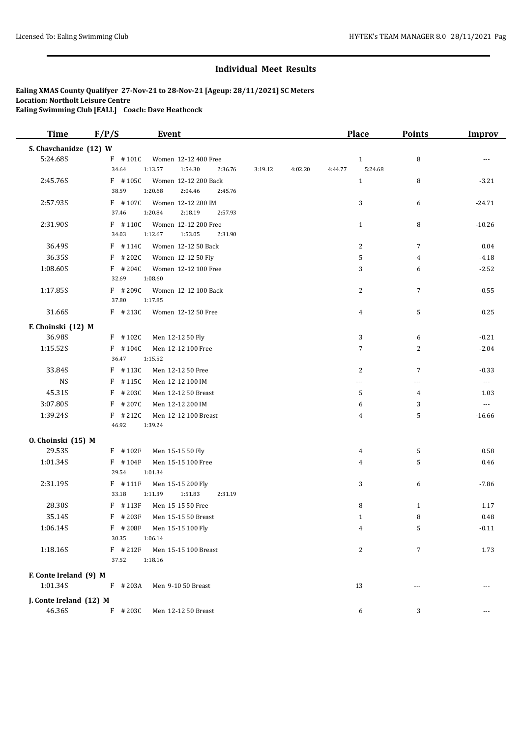## Individual Meet Results

**Ealing XMAS County Qualifyer 27-Nov-21 to 28-Nov-21 [Ageup: 28/11/2021] SC Meters**
**Location: Northolt Leisure Centre**
**Ealing Swimming Club [EALL] Coach: Dave Heathcock**

| Time | F/P/S | Event | Place | Points | Improv |
|---|---|---|---|---|---|
| **S. Chavchanidze (12) W** | | | | | |
| 5:24.68S | F #101C | Women 12-12 400 Free | 1 | 8 | --- |
| | | 34.64 1:13.57 1:54.30 2:36.76 3:19.12 4:02.20 4:44.77 5:24.68 | | | |
| 2:45.76S | F #105C | Women 12-12 200 Back | 1 | 8 | -3.21 |
| | | 38.59 1:20.68 2:04.46 2:45.76 | | | |
| 2:57.93S | F #107C | Women 12-12 200 IM | 3 | 6 | -24.71 |
| | | 37.46 1:20.84 2:18.19 2:57.93 | | | |
| 2:31.90S | F #110C | Women 12-12 200 Free | 1 | 8 | -10.26 |
| | | 34.03 1:12.67 1:53.05 2:31.90 | | | |
| 36.49S | F #114C | Women 12-12 50 Back | 2 | 7 | 0.04 |
| 36.35S | F #202C | Women 12-12 50 Fly | 5 | 4 | -4.18 |
| 1:08.60S | F #204C | Women 12-12 100 Free | 3 | 6 | -2.52 |
| | | 32.69 1:08.60 | | | |
| 1:17.85S | F #209C | Women 12-12 100 Back | 2 | 7 | -0.55 |
| | | 37.80 1:17.85 | | | |
| 31.66S | F #213C | Women 12-12 50 Free | 4 | 5 | 0.25 |
| **F. Choinski (12) M** | | | | | |
| 36.98S | F #102C | Men 12-12 50 Fly | 3 | 6 | -0.21 |
| 1:15.52S | F #104C | Men 12-12 100 Free | 7 | 2 | -2.04 |
| | | 36.47 1:15.52 | | | |
| 33.84S | F #113C | Men 12-12 50 Free | 2 | 7 | -0.33 |
| NS | F #115C | Men 12-12 100 IM | --- | --- | --- |
| 45.31S | F #203C | Men 12-12 50 Breast | 5 | 4 | 1.03 |
| 3:07.80S | F #207C | Men 12-12 200 IM | 6 | 3 | --- |
| 1:39.24S | F #212C | Men 12-12 100 Breast | 4 | 5 | -16.66 |
| | | 46.92 1:39.24 | | | |
| **O. Choinski (15) M** | | | | | |
| 29.53S | F #102F | Men 15-15 50 Fly | 4 | 5 | 0.58 |
| 1:01.34S | F #104F | Men 15-15 100 Free | 4 | 5 | 0.46 |
| | | 29.54 1:01.34 | | | |
| 2:31.19S | F #111F | Men 15-15 200 Fly | 3 | 6 | -7.86 |
| | | 33.18 1:11.39 1:51.83 2:31.19 | | | |
| 28.30S | F #113F | Men 15-15 50 Free | 8 | 1 | 1.17 |
| 35.14S | F #203F | Men 15-15 50 Breast | 1 | 8 | 0.48 |
| 1:06.14S | F #208F | Men 15-15 100 Fly | 4 | 5 | -0.11 |
| | | 30.35 1:06.14 | | | |
| 1:18.16S | F #212F | Men 15-15 100 Breast | 2 | 7 | 1.73 |
| | | 37.52 1:18.16 | | | |
| **F. Conte Ireland (9) M** | | | | | |
| 1:01.34S | F #203A | Men 9-10 50 Breast | 13 | --- | --- |
| **J. Conte Ireland (12) M** | | | | | |
| 46.36S | F #203C | Men 12-12 50 Breast | 6 | 3 | --- |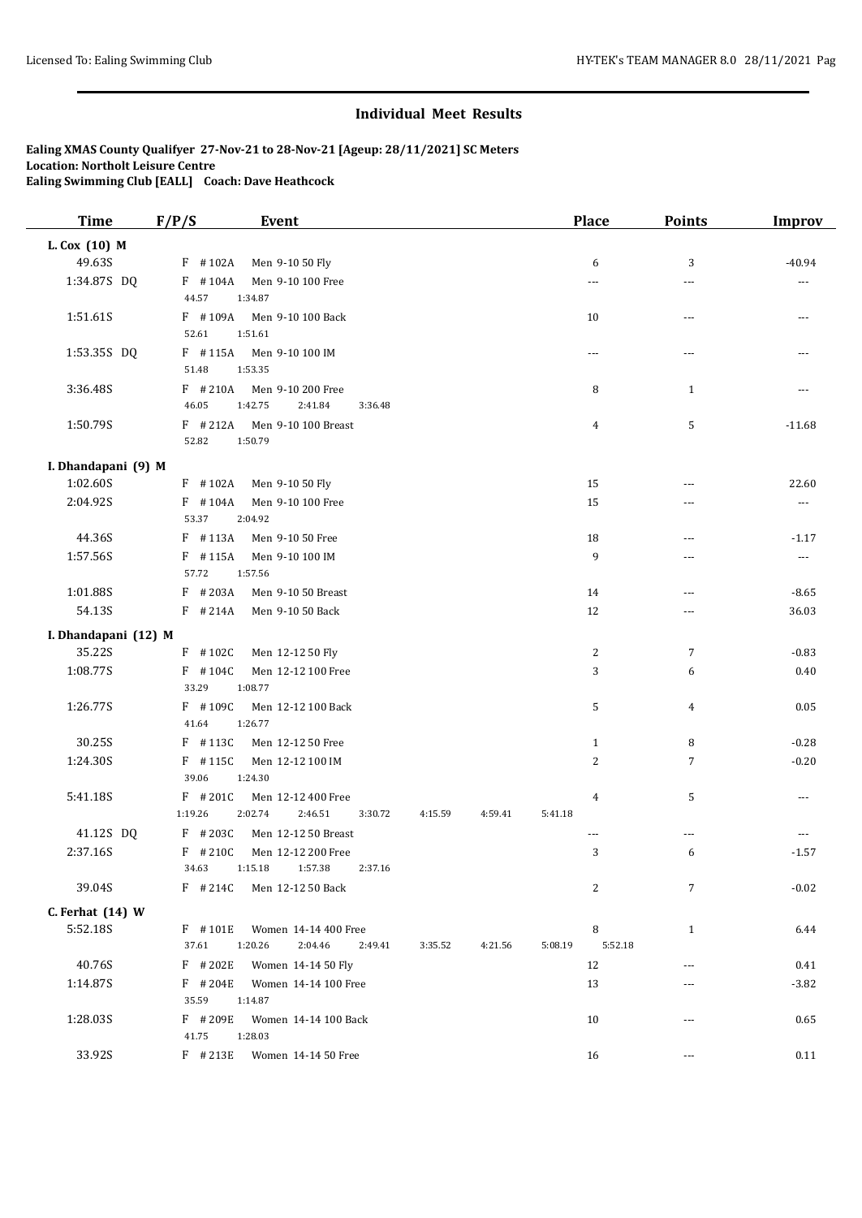## Individual Meet Results

**Ealing XMAS County Qualifyer 27-Nov-21 to 28-Nov-21 [Ageup: 28/11/2021] SC Meters**
**Location: Northolt Leisure Centre**
**Ealing Swimming Club [EALL] Coach: Dave Heathcock**

| Time | F/P/S | Event | Place | Points | Improv |
|---|---|---|---|---|---|
| **L. Cox (10) M** | | | | | |
| 49.63S | F #102A | Men 9-10 50 Fly | 6 | 3 | -40.94 |
| 1:34.87S DQ | F #104A | Men 9-10 100 Free | --- | --- | --- |
| | 44.57 1:34.87 | | | | |
| 1:51.61S | F #109A | Men 9-10 100 Back | 10 | --- | --- |
| | 52.61 1:51.61 | | | | |
| 1:53.35S DQ | F #115A | Men 9-10 100 IM | --- | --- | --- |
| | 51.48 1:53.35 | | | | |
| 3:36.48S | F #210A | Men 9-10 200 Free | 8 | 1 | --- |
| | 46.05 1:42.75 2:41.84 3:36.48 | | | | |
| 1:50.79S | F #212A | Men 9-10 100 Breast | 4 | 5 | -11.68 |
| | 52.82 1:50.79 | | | | |
| **I. Dhandapani (9) M** | | | | | |
| 1:02.60S | F #102A | Men 9-10 50 Fly | 15 | --- | 22.60 |
| 2:04.92S | F #104A | Men 9-10 100 Free | 15 | --- | --- |
| | 53.37 2:04.92 | | | | |
| 44.36S | F #113A | Men 9-10 50 Free | 18 | --- | -1.17 |
| 1:57.56S | F #115A | Men 9-10 100 IM | 9 | --- | --- |
| | 57.72 1:57.56 | | | | |
| 1:01.88S | F #203A | Men 9-10 50 Breast | 14 | --- | -8.65 |
| 54.13S | F #214A | Men 9-10 50 Back | 12 | --- | 36.03 |
| **I. Dhandapani (12) M** | | | | | |
| 35.22S | F #102C | Men 12-12 50 Fly | 2 | 7 | -0.83 |
| 1:08.77S | F #104C | Men 12-12 100 Free | 3 | 6 | 0.40 |
| | 33.29 1:08.77 | | | | |
| 1:26.77S | F #109C | Men 12-12 100 Back | 5 | 4 | 0.05 |
| | 41.64 1:26.77 | | | | |
| 30.25S | F #113C | Men 12-12 50 Free | 1 | 8 | -0.28 |
| 1:24.30S | F #115C | Men 12-12 100 IM | 2 | 7 | -0.20 |
| | 39.06 1:24.30 | | | | |
| 5:41.18S | F #201C | Men 12-12 400 Free | 4 | 5 | --- |
| | 1:19.26 2:02.74 2:46.51 3:30.72 4:15.59 4:59.41 5:41.18 | | | | |
| 41.12S DQ | F #203C | Men 12-12 50 Breast | --- | --- | --- |
| 2:37.16S | F #210C | Men 12-12 200 Free | 3 | 6 | -1.57 |
| | 34.63 1:15.18 1:57.38 2:37.16 | | | | |
| 39.04S | F #214C | Men 12-12 50 Back | 2 | 7 | -0.02 |
| **C. Ferhat (14) W** | | | | | |
| 5:52.18S | F #101E | Women 14-14 400 Free | 8 | 1 | 6.44 |
| | 37.61 1:20.26 2:04.46 2:49.41 3:35.52 4:21.56 5:08.19 5:52.18 | | | | |
| 40.76S | F #202E | Women 14-14 50 Fly | 12 | --- | 0.41 |
| 1:14.87S | F #204E | Women 14-14 100 Free | 13 | --- | -3.82 |
| | 35.59 1:14.87 | | | | |
| 1:28.03S | F #209E | Women 14-14 100 Back | 10 | --- | 0.65 |
| | 41.75 1:28.03 | | | | |
| 33.92S | F #213E | Women 14-14 50 Free | 16 | --- | 0.11 |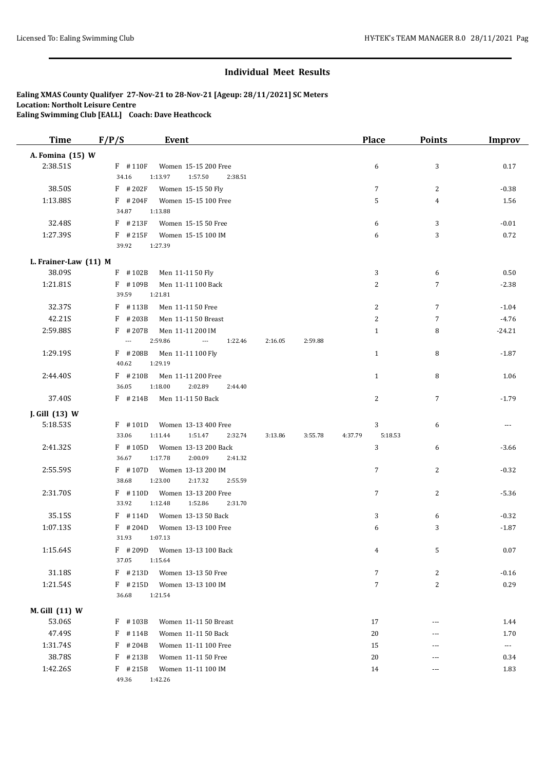## Individual Meet Results

**Ealing XMAS County Qualifyer 27-Nov-21 to 28-Nov-21 [Ageup: 28/11/2021] SC Meters**
**Location: Northolt Leisure Centre**
**Ealing Swimming Club [EALL] Coach: Dave Heathcock**

| Time | F/P/S | Event | Place | Points | Improv |
|---|---|---|---|---|---|
| **A. Fomina (15) W** | | | | | |
| 2:38.51S | F #110F | Women 15-15 200 Free | 6 | 3 | 0.17 |
| | | 34.16 1:13.97 1:57.50 2:38.51 | | | |
| 38.50S | F #202F | Women 15-15 50 Fly | 7 | 2 | -0.38 |
| 1:13.88S | F #204F | Women 15-15 100 Free | 5 | 4 | 1.56 |
| | | 34.87 1:13.88 | | | |
| 32.48S | F #213F | Women 15-15 50 Free | 6 | 3 | -0.01 |
| 1:27.39S | F #215F | Women 15-15 100 IM | 6 | 3 | 0.72 |
| | | 39.92 1:27.39 | | | |
| **L. Frainer-Law (11) M** | | | | | |
| 38.09S | F #102B | Men 11-11 50 Fly | 3 | 6 | 0.50 |
| 1:21.81S | F #109B | Men 11-11 100 Back | 2 | 7 | -2.38 |
| | | 39.59 1:21.81 | | | |
| 32.37S | F #113B | Men 11-11 50 Free | 2 | 7 | -1.04 |
| 42.21S | F #203B | Men 11-11 50 Breast | 2 | 7 | -4.76 |
| 2:59.88S | F #207B | Men 11-11 200 IM | 1 | 8 | -24.21 |
| | | --- 2:59.86 --- 1:22.46 2:16.05 2:59.88 | | | |
| 1:29.19S | F #208B | Men 11-11 100 Fly | 1 | 8 | -1.87 |
| | | 40.62 1:29.19 | | | |
| 2:44.40S | F #210B | Men 11-11 200 Free | 1 | 8 | 1.06 |
| | | 36.05 1:18.00 2:02.89 2:44.40 | | | |
| 37.40S | F #214B | Men 11-11 50 Back | 2 | 7 | -1.79 |
| **J. Gill (13) W** | | | | | |
| 5:18.53S | F #101D | Women 13-13 400 Free | 3 | 6 | --- |
| | | 33.06 1:11.44 1:51.47 2:32.74 3:13.86 3:55.78 4:37.79 5:18.53 | | | |
| 2:41.32S | F #105D | Women 13-13 200 Back | 3 | 6 | -3.66 |
| | | 36.67 1:17.78 2:00.09 2:41.32 | | | |
| 2:55.59S | F #107D | Women 13-13 200 IM | 7 | 2 | -0.32 |
| | | 38.68 1:23.00 2:17.32 2:55.59 | | | |
| 2:31.70S | F #110D | Women 13-13 200 Free | 7 | 2 | -5.36 |
| | | 33.92 1:12.48 1:52.86 2:31.70 | | | |
| 35.15S | F #114D | Women 13-13 50 Back | 3 | 6 | -0.32 |
| 1:07.13S | F #204D | Women 13-13 100 Free | 6 | 3 | -1.87 |
| | | 31.93 1:07.13 | | | |
| 1:15.64S | F #209D | Women 13-13 100 Back | 4 | 5 | 0.07 |
| | | 37.05 1:15.64 | | | |
| 31.18S | F #213D | Women 13-13 50 Free | 7 | 2 | -0.16 |
| 1:21.54S | F #215D | Women 13-13 100 IM | 7 | 2 | 0.29 |
| | | 36.68 1:21.54 | | | |
| **M. Gill (11) W** | | | | | |
| 53.06S | F #103B | Women 11-11 50 Breast | 17 | --- | 1.44 |
| 47.49S | F #114B | Women 11-11 50 Back | 20 | --- | 1.70 |
| 1:31.74S | F #204B | Women 11-11 100 Free | 15 | --- | --- |
| 38.78S | F #213B | Women 11-11 50 Free | 20 | --- | 0.34 |
| 1:42.26S | F #215B | Women 11-11 100 IM | 14 | --- | 1.83 |
| | | 49.36 1:42.26 | | | |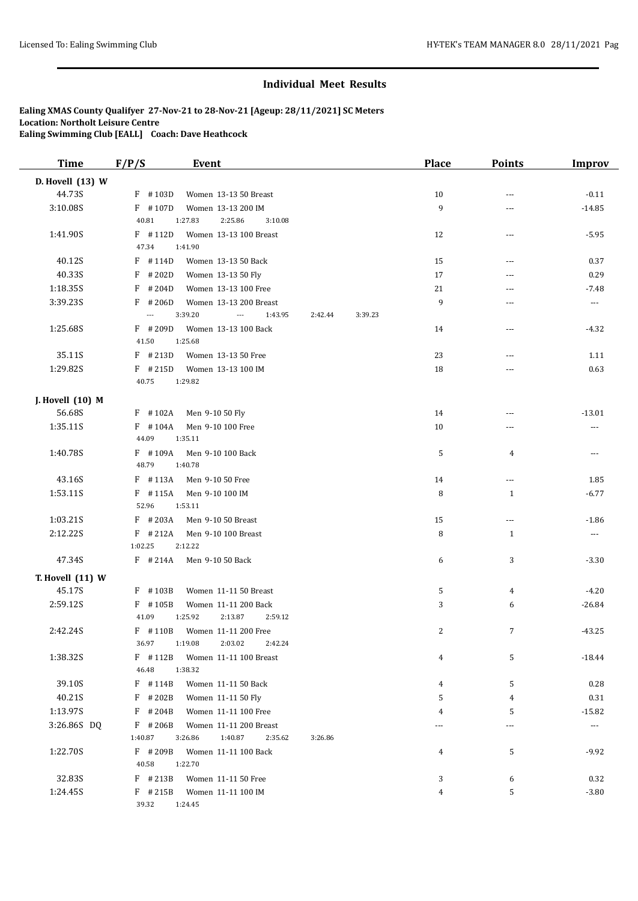## Individual Meet Results

**Ealing XMAS County Qualifyer 27-Nov-21 to 28-Nov-21 [Ageup: 28/11/2021] SC Meters**
**Location: Northolt Leisure Centre**
**Ealing Swimming Club [EALL] Coach: Dave Heathcock**

| Time | F/P/S | Event | Place | Points | Improv |
|---|---|---|---|---|---|
| **D. Hovell (13) W** | | | | | |
| 44.73S | F #103D | Women 13-13 50 Breast | 10 | --- | -0.11 |
| 3:10.08S | F #107D | Women 13-13 200 IM | 9 | --- | -14.85 |
| | 40.81 1:27.83 2:25.86 3:10.08 | | | | |
| 1:41.90S | F #112D | Women 13-13 100 Breast | 12 | --- | -5.95 |
| | 47.34 1:41.90 | | | | |
| 40.12S | F #114D | Women 13-13 50 Back | 15 | --- | 0.37 |
| 40.33S | F #202D | Women 13-13 50 Fly | 17 | --- | 0.29 |
| 1:18.35S | F #204D | Women 13-13 100 Free | 21 | --- | -7.48 |
| 3:39.23S | F #206D | Women 13-13 200 Breast | 9 | --- | --- |
| | --- 3:39.20 --- 1:43.95 2:42.44 3:39.23 | | | | |
| 1:25.68S | F #209D | Women 13-13 100 Back | 14 | --- | -4.32 |
| | 41.50 1:25.68 | | | | |
| 35.11S | F #213D | Women 13-13 50 Free | 23 | --- | 1.11 |
| 1:29.82S | F #215D | Women 13-13 100 IM | 18 | --- | 0.63 |
| | 40.75 1:29.82 | | | | |
| **J. Hovell (10) M** | | | | | |
| 56.68S | F #102A | Men 9-10 50 Fly | 14 | --- | -13.01 |
| 1:35.11S | F #104A | Men 9-10 100 Free | 10 | --- | --- |
| | 44.09 1:35.11 | | | | |
| 1:40.78S | F #109A | Men 9-10 100 Back | 5 | 4 | --- |
| | 48.79 1:40.78 | | | | |
| 43.16S | F #113A | Men 9-10 50 Free | 14 | --- | 1.85 |
| 1:53.11S | F #115A | Men 9-10 100 IM | 8 | 1 | -6.77 |
| | 52.96 1:53.11 | | | | |
| 1:03.21S | F #203A | Men 9-10 50 Breast | 15 | --- | -1.86 |
| 2:12.22S | F #212A | Men 9-10 100 Breast | 8 | 1 | --- |
| | 1:02.25 2:12.22 | | | | |
| 47.34S | F #214A | Men 9-10 50 Back | 6 | 3 | -3.30 |
| **T. Hovell (11) W** | | | | | |
| 45.17S | F #103B | Women 11-11 50 Breast | 5 | 4 | -4.20 |
| 2:59.12S | F #105B | Women 11-11 200 Back | 3 | 6 | -26.84 |
| | 41.09 1:25.92 2:13.87 2:59.12 | | | | |
| 2:42.24S | F #110B | Women 11-11 200 Free | 2 | 7 | -43.25 |
| | 36.97 1:19.08 2:03.02 2:42.24 | | | | |
| 1:38.32S | F #112B | Women 11-11 100 Breast | 4 | 5 | -18.44 |
| | 46.48 1:38.32 | | | | |
| 39.10S | F #114B | Women 11-11 50 Back | 4 | 5 | 0.28 |
| 40.21S | F #202B | Women 11-11 50 Fly | 5 | 4 | 0.31 |
| 1:13.97S | F #204B | Women 11-11 100 Free | 4 | 5 | -15.82 |
| 3:26.86S DQ | F #206B | Women 11-11 200 Breast | --- | --- | --- |
| | 1:40.87 3:26.86 1:40.87 2:35.62 3:26.86 | | | | |
| 1:22.70S | F #209B | Women 11-11 100 Back | 4 | 5 | -9.92 |
| | 40.58 1:22.70 | | | | |
| 32.83S | F #213B | Women 11-11 50 Free | 3 | 6 | 0.32 |
| 1:24.45S | F #215B | Women 11-11 100 IM | 4 | 5 | -3.80 |
| | 39.32 1:24.45 | | | | |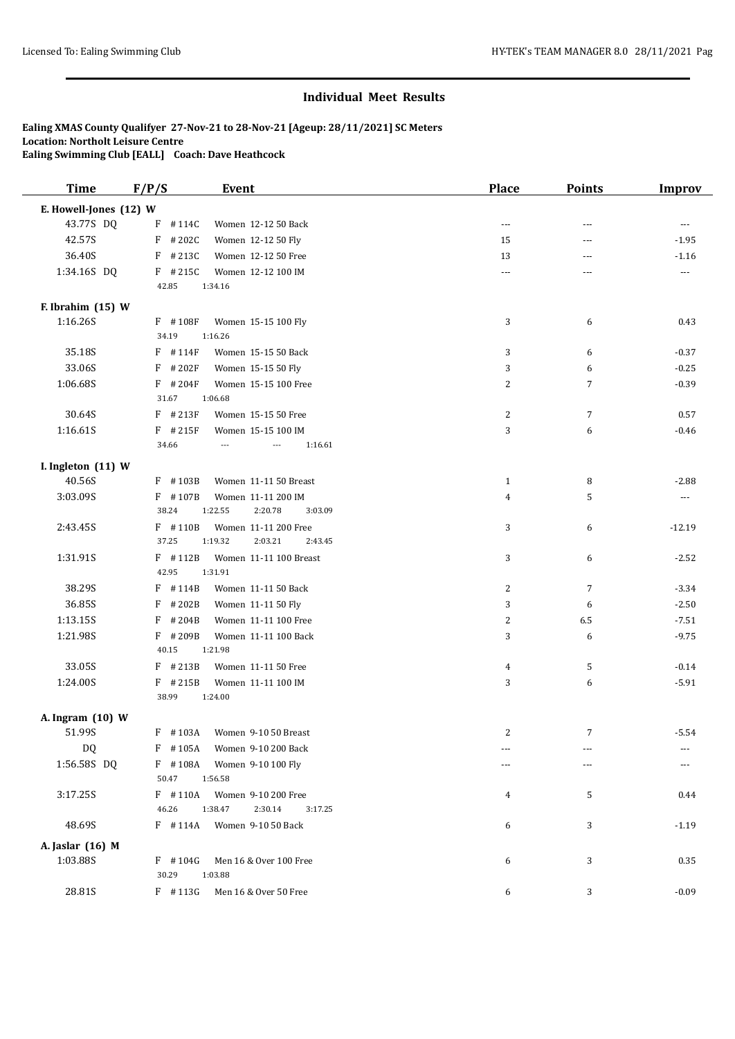## Individual Meet Results

**Ealing XMAS County Qualifyer 27-Nov-21 to 28-Nov-21 [Ageup: 28/11/2021] SC Meters**
**Location: Northolt Leisure Centre**
**Ealing Swimming Club [EALL] Coach: Dave Heathcock**

| Time | F/P/S | Event | Place | Points | Improv |
|---|---|---|---|---|---|
| **E. Howell-Jones (12) W** | | | | | |
| 43.77S DQ | F #114C | Women 12-12 50 Back | --- | --- | --- |
| 42.57S | F #202C | Women 12-12 50 Fly | 15 | --- | -1.95 |
| 36.40S | F #213C | Women 12-12 50 Free | 13 | --- | -1.16 |
| 1:34.16S DQ | F #215C | Women 12-12 100 IM | --- | --- | --- |
| | 42.85 1:34.16 | | | | |
| **F. Ibrahim (15) W** | | | | | |
| 1:16.26S | F #108F | Women 15-15 100 Fly | 3 | 6 | 0.43 |
| | 34.19 1:16.26 | | | | |
| 35.18S | F #114F | Women 15-15 50 Back | 3 | 6 | -0.37 |
| 33.06S | F #202F | Women 15-15 50 Fly | 3 | 6 | -0.25 |
| 1:06.68S | F #204F | Women 15-15 100 Free | 2 | 7 | -0.39 |
| | 31.67 1:06.68 | | | | |
| 30.64S | F #213F | Women 15-15 50 Free | 2 | 7 | 0.57 |
| 1:16.61S | F #215F | Women 15-15 100 IM | 3 | 6 | -0.46 |
| | 34.66 --- --- 1:16.61 | | | | |
| **I. Ingleton (11) W** | | | | | |
| 40.56S | F #103B | Women 11-11 50 Breast | 1 | 8 | -2.88 |
| 3:03.09S | F #107B | Women 11-11 200 IM | 4 | 5 | --- |
| | 38.24 1:22.55 2:20.78 3:03.09 | | | | |
| 2:43.45S | F #110B | Women 11-11 200 Free | 3 | 6 | -12.19 |
| | 37.25 1:19.32 2:03.21 2:43.45 | | | | |
| 1:31.91S | F #112B | Women 11-11 100 Breast | 3 | 6 | -2.52 |
| | 42.95 1:31.91 | | | | |
| 38.29S | F #114B | Women 11-11 50 Back | 2 | 7 | -3.34 |
| 36.85S | F #202B | Women 11-11 50 Fly | 3 | 6 | -2.50 |
| 1:13.15S | F #204B | Women 11-11 100 Free | 2 | 6.5 | -7.51 |
| 1:21.98S | F #209B | Women 11-11 100 Back | 3 | 6 | -9.75 |
| | 40.15 1:21.98 | | | | |
| 33.05S | F #213B | Women 11-11 50 Free | 4 | 5 | -0.14 |
| 1:24.00S | F #215B | Women 11-11 100 IM | 3 | 6 | -5.91 |
| | 38.99 1:24.00 | | | | |
| **A. Ingram (10) W** | | | | | |
| 51.99S | F #103A | Women 9-10 50 Breast | 2 | 7 | -5.54 |
| DQ | F #105A | Women 9-10 200 Back | --- | --- | --- |
| 1:56.58S DQ | F #108A | Women 9-10 100 Fly | --- | --- | --- |
| | 50.47 1:56.58 | | | | |
| 3:17.25S | F #110A | Women 9-10 200 Free | 4 | 5 | 0.44 |
| | 46.26 1:38.47 2:30.14 3:17.25 | | | | |
| 48.69S | F #114A | Women 9-10 50 Back | 6 | 3 | -1.19 |
| **A. Jaslar (16) M** | | | | | |
| 1:03.88S | F #104G | Men 16 & Over 100 Free | 6 | 3 | 0.35 |
| | 30.29 1:03.88 | | | | |
| 28.81S | F #113G | Men 16 & Over 50 Free | 6 | 3 | -0.09 |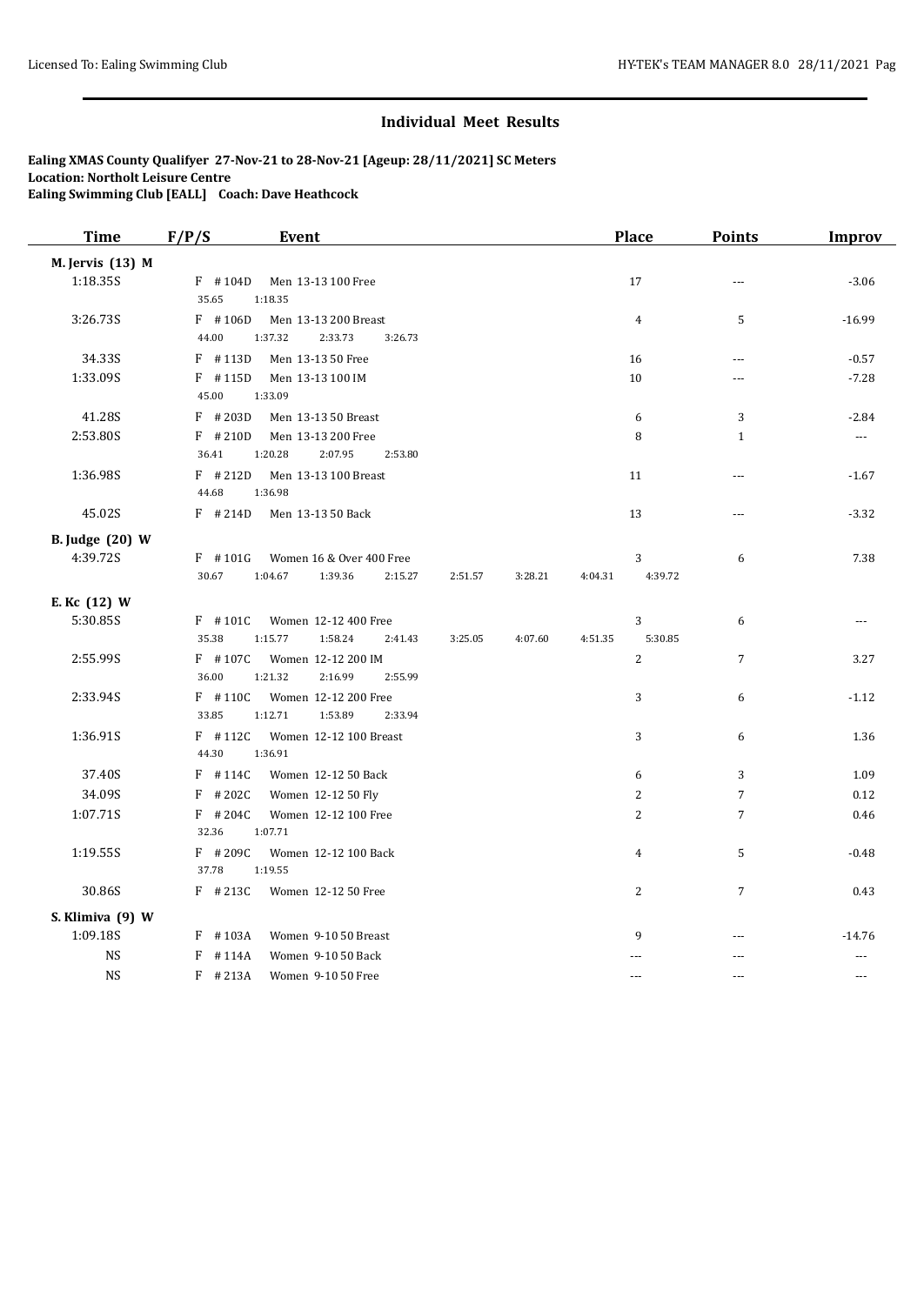## Individual Meet Results

**Ealing XMAS County Qualifyer 27-Nov-21 to 28-Nov-21 [Ageup: 28/11/2021] SC Meters**
**Location: Northolt Leisure Centre**
**Ealing Swimming Club [EALL] Coach: Dave Heathcock**

| Time | F/P/S | Event | Place | Points | Improv |
|---|---|---|---|---|---|
| **M. Jervis (13) M** | | | | | |
| 1:18.35S | F #104D | Men 13-13 100 Free | 17 | --- | -3.06 |
| | 35.65 1:18.35 | | | | |
| 3:26.73S | F #106D | Men 13-13 200 Breast | 4 | 5 | -16.99 |
| | 44.00 1:37.32 2:33.73 3:26.73 | | | | |
| 34.33S | F #113D | Men 13-13 50 Free | 16 | --- | -0.57 |
| 1:33.09S | F #115D | Men 13-13 100 IM | 10 | --- | -7.28 |
| | 45.00 1:33.09 | | | | |
| 41.28S | F #203D | Men 13-13 50 Breast | 6 | 3 | -2.84 |
| 2:53.80S | F #210D | Men 13-13 200 Free | 8 | 1 | --- |
| | 36.41 1:20.28 2:07.95 2:53.80 | | | | |
| 1:36.98S | F #212D | Men 13-13 100 Breast | 11 | --- | -1.67 |
| | 44.68 1:36.98 | | | | |
| 45.02S | F #214D | Men 13-13 50 Back | 13 | --- | -3.32 |
| **B. Judge (20) W** | | | | | |
| 4:39.72S | F #101G | Women 16 & Over 400 Free | 3 | 6 | 7.38 |
| | 30.67 1:04.67 1:39.36 2:15.27 2:51.57 3:28.21 4:04.31 4:39.72 | | | | |
| **E. Kc (12) W** | | | | | |
| 5:30.85S | F #101C | Women 12-12 400 Free | 3 | 6 | --- |
| | 35.38 1:15.77 1:58.24 2:41.43 3:25.05 4:07.60 4:51.35 5:30.85 | | | | |
| 2:55.99S | F #107C | Women 12-12 200 IM | 2 | 7 | 3.27 |
| | 36.00 1:21.32 2:16.99 2:55.99 | | | | |
| 2:33.94S | F #110C | Women 12-12 200 Free | 3 | 6 | -1.12 |
| | 33.85 1:12.71 1:53.89 2:33.94 | | | | |
| 1:36.91S | F #112C | Women 12-12 100 Breast | 3 | 6 | 1.36 |
| | 44.30 1:36.91 | | | | |
| 37.40S | F #114C | Women 12-12 50 Back | 6 | 3 | 1.09 |
| 34.09S | F #202C | Women 12-12 50 Fly | 2 | 7 | 0.12 |
| 1:07.71S | F #204C | Women 12-12 100 Free | 2 | 7 | 0.46 |
| | 32.36 1:07.71 | | | | |
| 1:19.55S | F #209C | Women 12-12 100 Back | 4 | 5 | -0.48 |
| | 37.78 1:19.55 | | | | |
| 30.86S | F #213C | Women 12-12 50 Free | 2 | 7 | 0.43 |
| **S. Klimiva (9) W** | | | | | |
| 1:09.18S | F #103A | Women 9-10 50 Breast | 9 | --- | -14.76 |
| NS | F #114A | Women 9-10 50 Back | --- | --- | --- |
| NS | F #213A | Women 9-10 50 Free | --- | --- | --- |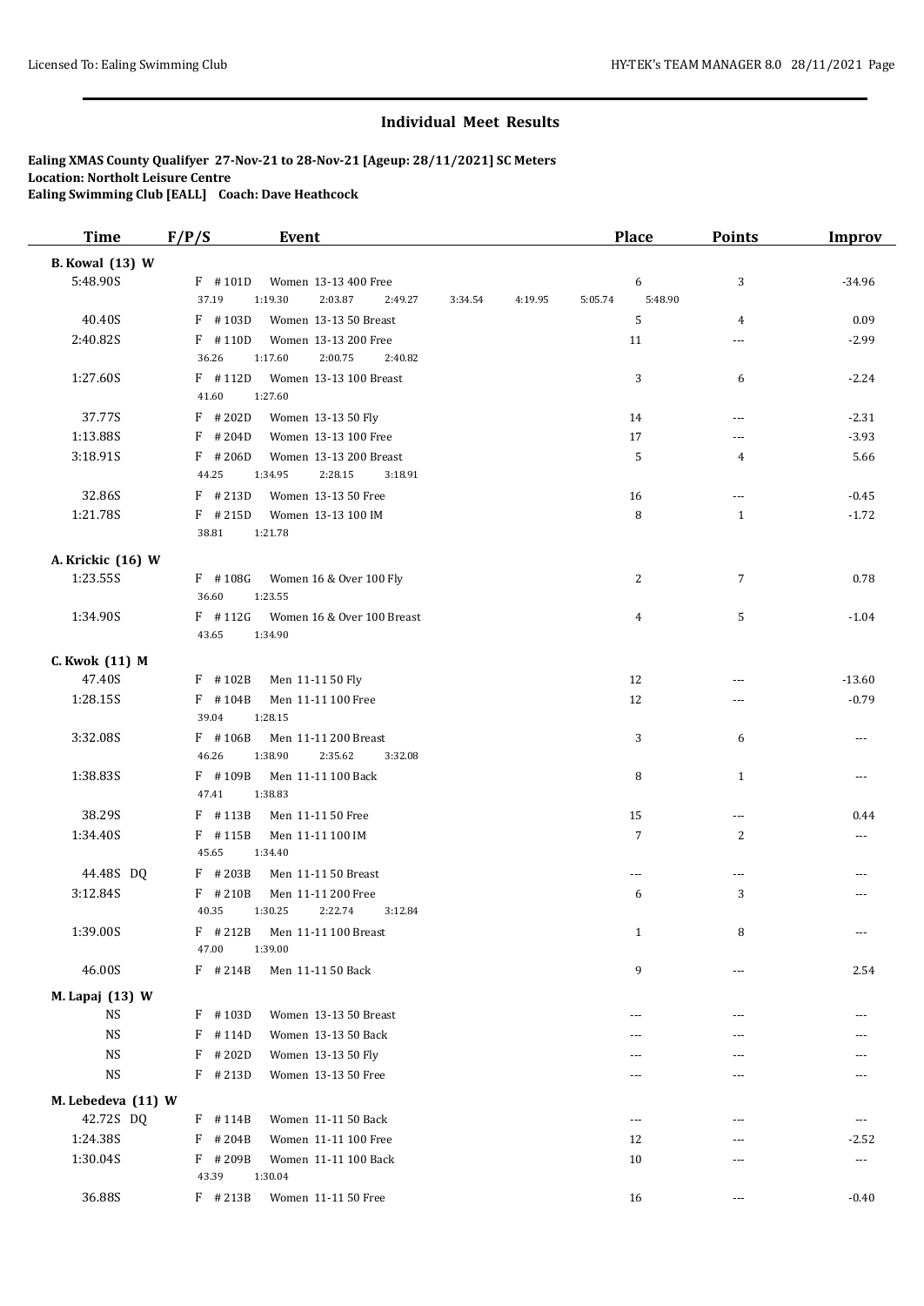## Individual Meet Results

**Ealing XMAS County Qualifyer 27-Nov-21 to 28-Nov-21 [Ageup: 28/11/2021] SC Meters**
**Location: Northolt Leisure Centre**
**Ealing Swimming Club [EALL] Coach: Dave Heathcock**

| Time | F/P/S | Event | Place | Points | Improv |
|---|---|---|---|---|---|
| **B. Kowal (13) W** | | | | | |
| 5:48.90S | F #101D | Women 13-13 400 Free | 6 | 3 | -34.96 |
| | 37.19 1:19.30 2:03.87 2:49.27 3:34.54 4:19.95 5:05.74 5:48.90 | | | | |
| 40.40S | F #103D | Women 13-13 50 Breast | 5 | 4 | 0.09 |
| 2:40.82S | F #110D | Women 13-13 200 Free | 11 | --- | -2.99 |
| | 36.26 1:17.60 2:00.75 2:40.82 | | | | |
| 1:27.60S | F #112D | Women 13-13 100 Breast | 3 | 6 | -2.24 |
| | 41.60 1:27.60 | | | | |
| 37.77S | F #202D | Women 13-13 50 Fly | 14 | --- | -2.31 |
| 1:13.88S | F #204D | Women 13-13 100 Free | 17 | --- | -3.93 |
| 3:18.91S | F #206D | Women 13-13 200 Breast | 5 | 4 | 5.66 |
| | 44.25 1:34.95 2:28.15 3:18.91 | | | | |
| 32.86S | F #213D | Women 13-13 50 Free | 16 | --- | -0.45 |
| 1:21.78S | F #215D | Women 13-13 100 IM | 8 | 1 | -1.72 |
| | 38.81 1:21.78 | | | | |
| **A. Krickic (16) W** | | | | | |
| 1:23.55S | F #108G | Women 16 & Over 100 Fly | 2 | 7 | 0.78 |
| | 36.60 1:23.55 | | | | |
| 1:34.90S | F #112G | Women 16 & Over 100 Breast | 4 | 5 | -1.04 |
| | 43.65 1:34.90 | | | | |
| **C. Kwok (11) M** | | | | | |
| 47.40S | F #102B | Men 11-11 50 Fly | 12 | --- | -13.60 |
| 1:28.15S | F #104B | Men 11-11 100 Free | 12 | --- | -0.79 |
| | 39.04 1:28.15 | | | | |
| 3:32.08S | F #106B | Men 11-11 200 Breast | 3 | 6 | --- |
| | 46.26 1:38.90 2:35.62 3:32.08 | | | | |
| 1:38.83S | F #109B | Men 11-11 100 Back | 8 | 1 | --- |
| | 47.41 1:38.83 | | | | |
| 38.29S | F #113B | Men 11-11 50 Free | 15 | --- | 0.44 |
| 1:34.40S | F #115B | Men 11-11 100 IM | 7 | 2 | --- |
| | 45.65 1:34.40 | | | | |
| 44.48S DQ | F #203B | Men 11-11 50 Breast | --- | --- | --- |
| 3:12.84S | F #210B | Men 11-11 200 Free | 6 | 3 | --- |
| | 40.35 1:30.25 2:22.74 3:12.84 | | | | |
| 1:39.00S | F #212B | Men 11-11 100 Breast | 1 | 8 | --- |
| | 47.00 1:39.00 | | | | |
| 46.00S | F #214B | Men 11-11 50 Back | 9 | --- | 2.54 |
| **M. Lapaj (13) W** | | | | | |
| NS | F #103D | Women 13-13 50 Breast | --- | --- | --- |
| NS | F #114D | Women 13-13 50 Back | --- | --- | --- |
| NS | F #202D | Women 13-13 50 Fly | --- | --- | --- |
| NS | F #213D | Women 13-13 50 Free | --- | --- | --- |
| **M. Lebedeva (11) W** | | | | | |
| 42.72S DQ | F #114B | Women 11-11 50 Back | --- | --- | --- |
| 1:24.38S | F #204B | Women 11-11 100 Free | 12 | --- | -2.52 |
| 1:30.04S | F #209B | Women 11-11 100 Back | 10 | --- | --- |
| | 43.39 1:30.04 | | | | |
| 36.88S | F #213B | Women 11-11 50 Free | 16 | --- | -0.40 |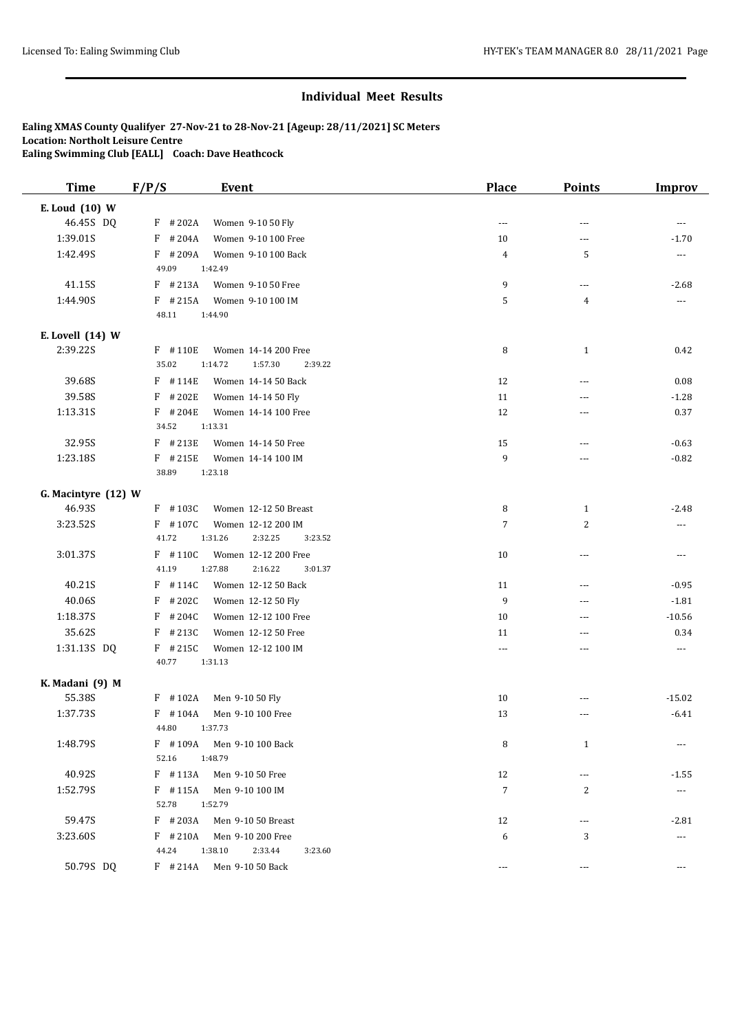## Individual Meet Results

**Ealing XMAS County Qualifyer 27-Nov-21 to 28-Nov-21 [Ageup: 28/11/2021] SC Meters**
**Location: Northolt Leisure Centre**
**Ealing Swimming Club [EALL] Coach: Dave Heathcock**

| Time | F/P/S | Event | Place | Points | Improv |
|---|---|---|---|---|---|
| **E. Loud (10) W** | | | | | |
| 46.45S DQ | F #202A | Women 9-10 50 Fly | --- | --- | --- |
| 1:39.01S | F #204A | Women 9-10 100 Free | 10 | --- | -1.70 |
| 1:42.49S | F #209A | Women 9-10 100 Back | 4 | 5 | --- |
| | 49.09 1:42.49 | | | | |
| 41.15S | F #213A | Women 9-10 50 Free | 9 | --- | -2.68 |
| 1:44.90S | F #215A | Women 9-10 100 IM | 5 | 4 | --- |
| | 48.11 1:44.90 | | | | |
| **E. Lovell (14) W** | | | | | |
| 2:39.22S | F #110E | Women 14-14 200 Free | 8 | 1 | 0.42 |
| | 35.02 1:14.72 1:57.30 2:39.22 | | | | |
| 39.68S | F #114E | Women 14-14 50 Back | 12 | --- | 0.08 |
| 39.58S | F #202E | Women 14-14 50 Fly | 11 | --- | -1.28 |
| 1:13.31S | F #204E | Women 14-14 100 Free | 12 | --- | 0.37 |
| | 34.52 1:13.31 | | | | |
| 32.95S | F #213E | Women 14-14 50 Free | 15 | --- | -0.63 |
| 1:23.18S | F #215E | Women 14-14 100 IM | 9 | --- | -0.82 |
| | 38.89 1:23.18 | | | | |
| **G. Macintyre (12) W** | | | | | |
| 46.93S | F #103C | Women 12-12 50 Breast | 8 | 1 | -2.48 |
| 3:23.52S | F #107C | Women 12-12 200 IM | 7 | 2 | --- |
| | 41.72 1:31.26 2:32.25 3:23.52 | | | | |
| 3:01.37S | F #110C | Women 12-12 200 Free | 10 | --- | --- |
| | 41.19 1:27.88 2:16.22 3:01.37 | | | | |
| 40.21S | F #114C | Women 12-12 50 Back | 11 | --- | -0.95 |
| 40.06S | F #202C | Women 12-12 50 Fly | 9 | --- | -1.81 |
| 1:18.37S | F #204C | Women 12-12 100 Free | 10 | --- | -10.56 |
| 35.62S | F #213C | Women 12-12 50 Free | 11 | --- | 0.34 |
| 1:31.13S DQ | F #215C | Women 12-12 100 IM | --- | --- | --- |
| | 40.77 1:31.13 | | | | |
| **K. Madani (9) M** | | | | | |
| 55.38S | F #102A | Men 9-10 50 Fly | 10 | --- | -15.02 |
| 1:37.73S | F #104A | Men 9-10 100 Free | 13 | --- | -6.41 |
| | 44.80 1:37.73 | | | | |
| 1:48.79S | F #109A | Men 9-10 100 Back | 8 | 1 | --- |
| | 52.16 1:48.79 | | | | |
| 40.92S | F #113A | Men 9-10 50 Free | 12 | --- | -1.55 |
| 1:52.79S | F #115A | Men 9-10 100 IM | 7 | 2 | --- |
| | 52.78 1:52.79 | | | | |
| 59.47S | F #203A | Men 9-10 50 Breast | 12 | --- | -2.81 |
| 3:23.60S | F #210A | Men 9-10 200 Free | 6 | 3 | --- |
| | 44.24 1:38.10 2:33.44 3:23.60 | | | | |
| 50.79S DQ | F #214A | Men 9-10 50 Back | --- | --- | --- |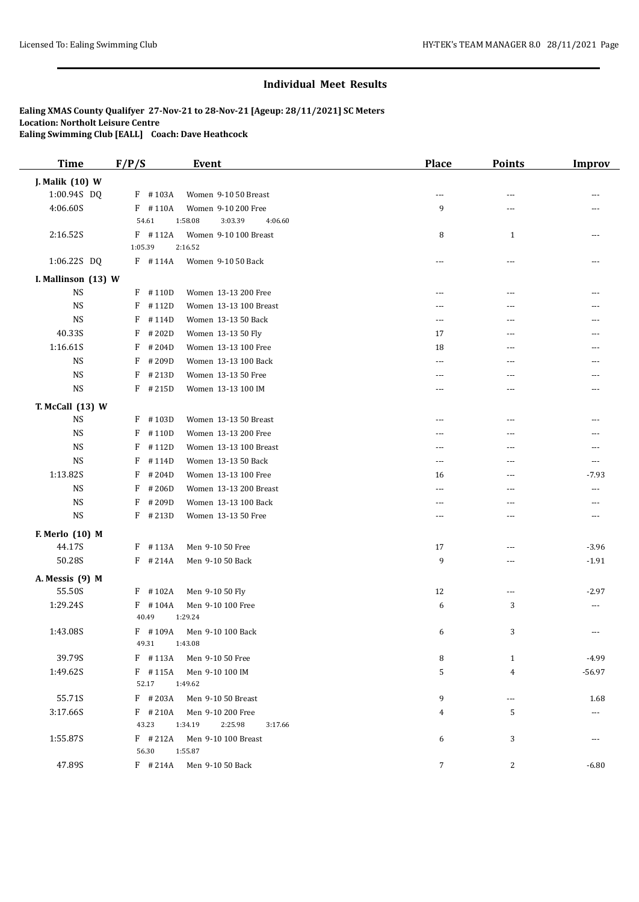## Individual Meet Results

**Ealing XMAS County Qualifyer 27-Nov-21 to 28-Nov-21 [Ageup: 28/11/2021] SC Meters**
**Location: Northolt Leisure Centre**
**Ealing Swimming Club [EALL] Coach: Dave Heathcock**

| Time | F/P/S | Event | Place | Points | Improv |
|---|---|---|---|---|---|
| **J. Malik (10) W** | | | | | |
| 1:00.94S DQ | F #103A | Women 9-10 50 Breast | --- | --- | --- |
| 4:06.60S | F #110A | Women 9-10 200 Free | 9 | --- | --- |
| | 54.61 1:58.08 3:03.39 4:06.60 | | | | |
| 2:16.52S | F #112A | Women 9-10 100 Breast | 8 | 1 | --- |
| | 1:05.39 2:16.52 | | | | |
| 1:06.22S DQ | F #114A | Women 9-10 50 Back | --- | --- | --- |
| **I. Mallinson (13) W** | | | | | |
| NS | F #110D | Women 13-13 200 Free | --- | --- | --- |
| NS | F #112D | Women 13-13 100 Breast | --- | --- | --- |
| NS | F #114D | Women 13-13 50 Back | --- | --- | --- |
| 40.33S | F #202D | Women 13-13 50 Fly | 17 | --- | --- |
| 1:16.61S | F #204D | Women 13-13 100 Free | 18 | --- | --- |
| NS | F #209D | Women 13-13 100 Back | --- | --- | --- |
| NS | F #213D | Women 13-13 50 Free | --- | --- | --- |
| NS | F #215D | Women 13-13 100 IM | --- | --- | --- |
| **T. McCall (13) W** | | | | | |
| NS | F #103D | Women 13-13 50 Breast | --- | --- | --- |
| NS | F #110D | Women 13-13 200 Free | --- | --- | --- |
| NS | F #112D | Women 13-13 100 Breast | --- | --- | --- |
| NS | F #114D | Women 13-13 50 Back | --- | --- | --- |
| 1:13.82S | F #204D | Women 13-13 100 Free | 16 | --- | -7.93 |
| NS | F #206D | Women 13-13 200 Breast | --- | --- | --- |
| NS | F #209D | Women 13-13 100 Back | --- | --- | --- |
| NS | F #213D | Women 13-13 50 Free | --- | --- | --- |
| **F. Merlo (10) M** | | | | | |
| 44.17S | F #113A | Men 9-10 50 Free | 17 | --- | -3.96 |
| 50.28S | F #214A | Men 9-10 50 Back | 9 | --- | -1.91 |
| **A. Messis (9) M** | | | | | |
| 55.50S | F #102A | Men 9-10 50 Fly | 12 | --- | -2.97 |
| 1:29.24S | F #104A | Men 9-10 100 Free | 6 | 3 | --- |
| | 40.49 1:29.24 | | | | |
| 1:43.08S | F #109A | Men 9-10 100 Back | 6 | 3 | --- |
| | 49.31 1:43.08 | | | | |
| 39.79S | F #113A | Men 9-10 50 Free | 8 | 1 | -4.99 |
| 1:49.62S | F #115A | Men 9-10 100 IM | 5 | 4 | -56.97 |
| | 52.17 1:49.62 | | | | |
| 55.71S | F #203A | Men 9-10 50 Breast | 9 | --- | 1.68 |
| 3:17.66S | F #210A | Men 9-10 200 Free | 4 | 5 | --- |
| | 43.23 1:34.19 2:25.98 3:17.66 | | | | |
| 1:55.87S | F #212A | Men 9-10 100 Breast | 6 | 3 | --- |
| | 56.30 1:55.87 | | | | |
| 47.89S | F #214A | Men 9-10 50 Back | 7 | 2 | -6.80 |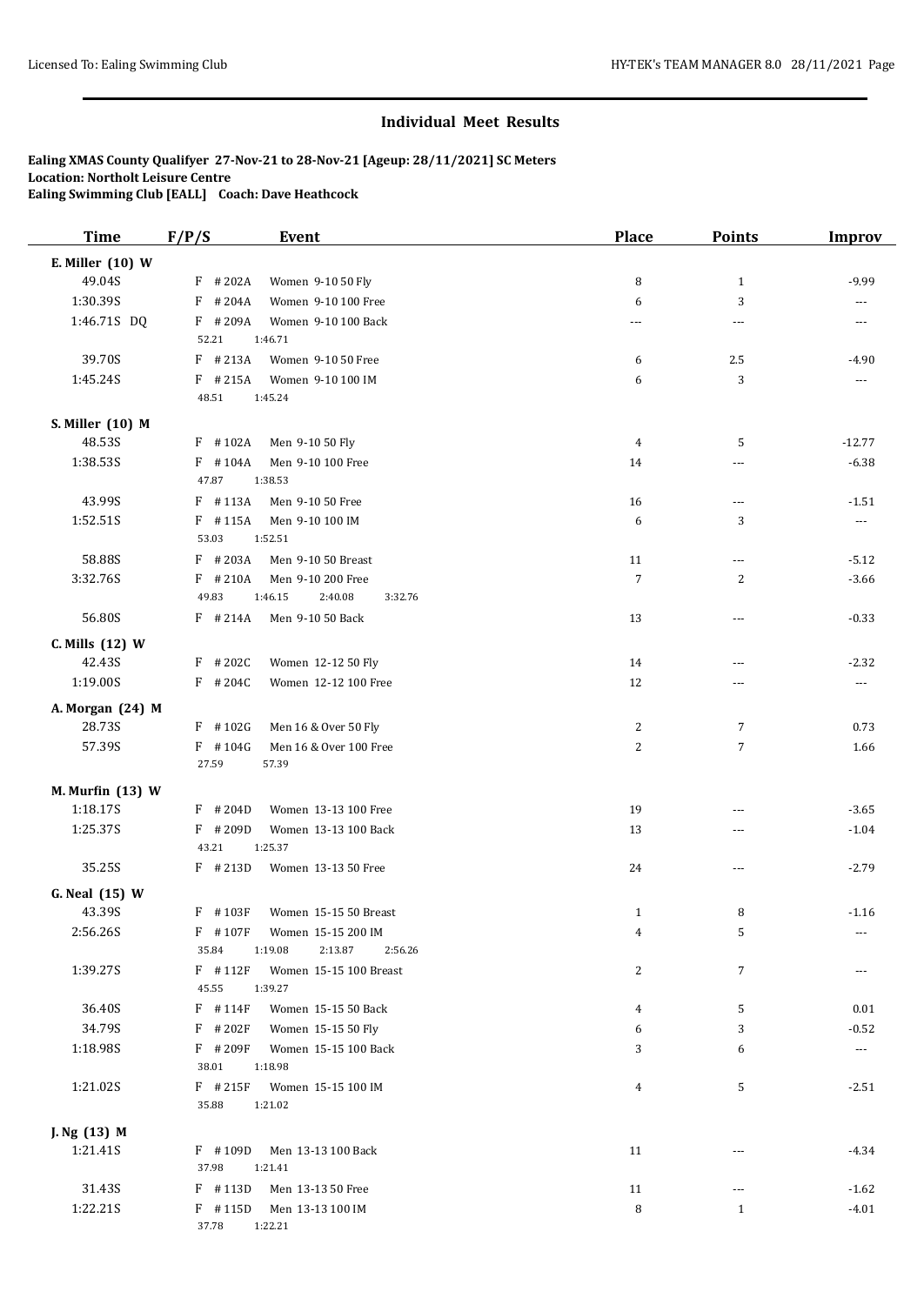## Individual Meet Results

**Ealing XMAS County Qualifyer 27-Nov-21 to 28-Nov-21 [Ageup: 28/11/2021] SC Meters**
**Location: Northolt Leisure Centre**
**Ealing Swimming Club [EALL] Coach: Dave Heathcock**

| Time | F/P/S | Event | Place | Points | Improv |
|---|---|---|---|---|---|
| **E. Miller (10) W** | | | | | |
| 49.04S | F #202A | Women 9-10 50 Fly | 8 | 1 | -9.99 |
| 1:30.39S | F #204A | Women 9-10 100 Free | 6 | 3 | --- |
| 1:46.71S DQ | F #209A | Women 9-10 100 Back | --- | --- | --- |
| | 52.21 1:46.71 | | | | |
| 39.70S | F #213A | Women 9-10 50 Free | 6 | 2.5 | -4.90 |
| 1:45.24S | F #215A | Women 9-10 100 IM | 6 | 3 | --- |
| | 48.51 1:45.24 | | | | |
| **S. Miller (10) M** | | | | | |
| 48.53S | F #102A | Men 9-10 50 Fly | 4 | 5 | -12.77 |
| 1:38.53S | F #104A | Men 9-10 100 Free | 14 | --- | -6.38 |
| | 47.87 1:38.53 | | | | |
| 43.99S | F #113A | Men 9-10 50 Free | 16 | --- | -1.51 |
| 1:52.51S | F #115A | Men 9-10 100 IM | 6 | 3 | --- |
| | 53.03 1:52.51 | | | | |
| 58.88S | F #203A | Men 9-10 50 Breast | 11 | --- | -5.12 |
| 3:32.76S | F #210A | Men 9-10 200 Free | 7 | 2 | -3.66 |
| | 49.83 1:46.15 2:40.08 3:32.76 | | | | |
| 56.80S | F #214A | Men 9-10 50 Back | 13 | --- | -0.33 |
| **C. Mills (12) W** | | | | | |
| 42.43S | F #202C | Women 12-12 50 Fly | 14 | --- | -2.32 |
| 1:19.00S | F #204C | Women 12-12 100 Free | 12 | --- | --- |
| **A. Morgan (24) M** | | | | | |
| 28.73S | F #102G | Men 16 & Over 50 Fly | 2 | 7 | 0.73 |
| 57.39S | F #104G | Men 16 & Over 100 Free | 2 | 7 | 1.66 |
| | 27.59 57.39 | | | | |
| **M. Murfin (13) W** | | | | | |
| 1:18.17S | F #204D | Women 13-13 100 Free | 19 | --- | -3.65 |
| 1:25.37S | F #209D | Women 13-13 100 Back | 13 | --- | -1.04 |
| | 43.21 1:25.37 | | | | |
| 35.25S | F #213D | Women 13-13 50 Free | 24 | --- | -2.79 |
| **G. Neal (15) W** | | | | | |
| 43.39S | F #103F | Women 15-15 50 Breast | 1 | 8 | -1.16 |
| 2:56.26S | F #107F | Women 15-15 200 IM | 4 | 5 | --- |
| | 35.84 1:19.08 2:13.87 2:56.26 | | | | |
| 1:39.27S | F #112F | Women 15-15 100 Breast | 2 | 7 | --- |
| | 45.55 1:39.27 | | | | |
| 36.40S | F #114F | Women 15-15 50 Back | 4 | 5 | 0.01 |
| 34.79S | F #202F | Women 15-15 50 Fly | 6 | 3 | -0.52 |
| 1:18.98S | F #209F | Women 15-15 100 Back | 3 | 6 | --- |
| | 38.01 1:18.98 | | | | |
| 1:21.02S | F #215F | Women 15-15 100 IM | 4 | 5 | -2.51 |
| | 35.88 1:21.02 | | | | |
| **J. Ng (13) M** | | | | | |
| 1:21.41S | F #109D | Men 13-13 100 Back | 11 | --- | -4.34 |
| | 37.98 1:21.41 | | | | |
| 31.43S | F #113D | Men 13-13 50 Free | 11 | --- | -1.62 |
| 1:22.21S | F #115D | Men 13-13 100 IM | 8 | 1 | -4.01 |
| | 37.78 1:22.21 | | | | |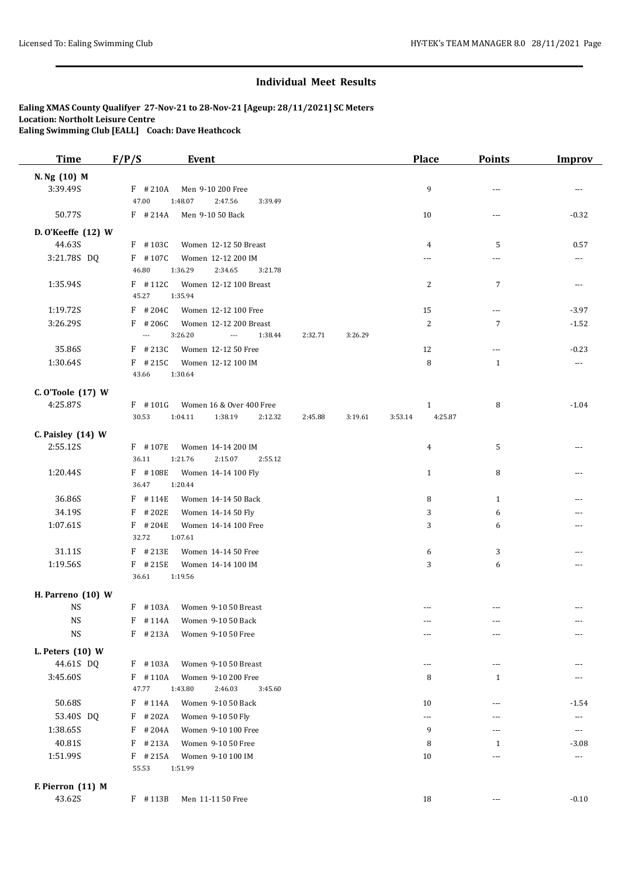## Individual Meet Results

**Ealing XMAS County Qualifyer 27-Nov-21 to 28-Nov-21 [Ageup: 28/11/2021] SC Meters**
**Location: Northolt Leisure Centre**
**Ealing Swimming Club [EALL] Coach: Dave Heathcock**

| Time | F/P/S | Event | Place | Points | Improv |
|---|---|---|---|---|---|
| **N. Ng (10) M** | | | | | |
| 3:39.49S | F #210A | Men 9-10 200 Free | 9 | --- | --- |
| | | 47.00 1:48.07 2:47.56 3:39.49 | | | |
| 50.77S | F #214A | Men 9-10 50 Back | 10 | --- | -0.32 |
| **D. O'Keeffe (12) W** | | | | | |
| 44.63S | F #103C | Women 12-12 50 Breast | 4 | 5 | 0.57 |
| 3:21.78S DQ | F #107C | Women 12-12 200 IM | --- | --- | --- |
| | | 46.80 1:36.29 2:34.65 3:21.78 | | | |
| 1:35.94S | F #112C | Women 12-12 100 Breast | 2 | 7 | --- |
| | | 45.27 1:35.94 | | | |
| 1:19.72S | F #204C | Women 12-12 100 Free | 15 | --- | -3.97 |
| 3:26.29S | F #206C | Women 12-12 200 Breast | 2 | 7 | -1.52 |
| | | --- 3:26.20 --- 1:38.44 2:32.71 3:26.29 | | | |
| 35.86S | F #213C | Women 12-12 50 Free | 12 | --- | -0.23 |
| 1:30.64S | F #215C | Women 12-12 100 IM | 8 | 1 | --- |
| | | 43.66 1:30.64 | | | |
| **C. O'Toole (17) W** | | | | | |
| 4:25.87S | F #101G | Women 16 & Over 400 Free | 1 | 8 | -1.04 |
| | | 30.53 1:04.11 1:38.19 2:12.32 2:45.88 3:19.61 3:53.14 4:25.87 | | | |
| **C. Paisley (14) W** | | | | | |
| 2:55.12S | F #107E | Women 14-14 200 IM | 4 | 5 | --- |
| | | 36.11 1:21.76 2:15.07 2:55.12 | | | |
| 1:20.44S | F #108E | Women 14-14 100 Fly | 1 | 8 | --- |
| | | 36.47 1:20.44 | | | |
| 36.86S | F #114E | Women 14-14 50 Back | 8 | 1 | --- |
| 34.19S | F #202E | Women 14-14 50 Fly | 3 | 6 | --- |
| 1:07.61S | F #204E | Women 14-14 100 Free | 3 | 6 | --- |
| | | 32.72 1:07.61 | | | |
| 31.11S | F #213E | Women 14-14 50 Free | 6 | 3 | --- |
| 1:19.56S | F #215E | Women 14-14 100 IM | 3 | 6 | --- |
| | | 36.61 1:19.56 | | | |
| **H. Parreno (10) W** | | | | | |
| NS | F #103A | Women 9-10 50 Breast | --- | --- | --- |
| NS | F #114A | Women 9-10 50 Back | --- | --- | --- |
| NS | F #213A | Women 9-10 50 Free | --- | --- | --- |
| **L. Peters (10) W** | | | | | |
| 44.61S DQ | F #103A | Women 9-10 50 Breast | --- | --- | --- |
| 3:45.60S | F #110A | Women 9-10 200 Free | 8 | 1 | --- |
| | | 47.77 1:43.80 2:46.03 3:45.60 | | | |
| 50.68S | F #114A | Women 9-10 50 Back | 10 | --- | -1.54 |
| 53.40S DQ | F #202A | Women 9-10 50 Fly | --- | --- | --- |
| 1:38.65S | F #204A | Women 9-10 100 Free | 9 | --- | --- |
| 40.81S | F #213A | Women 9-10 50 Free | 8 | 1 | -3.08 |
| 1:51.99S | F #215A | Women 9-10 100 IM | 10 | --- | --- |
| | | 55.53 1:51.99 | | | |
| **F. Pierron (11) M** | | | | | |
| 43.62S | F #113B | Men 11-11 50 Free | 18 | --- | -0.10 |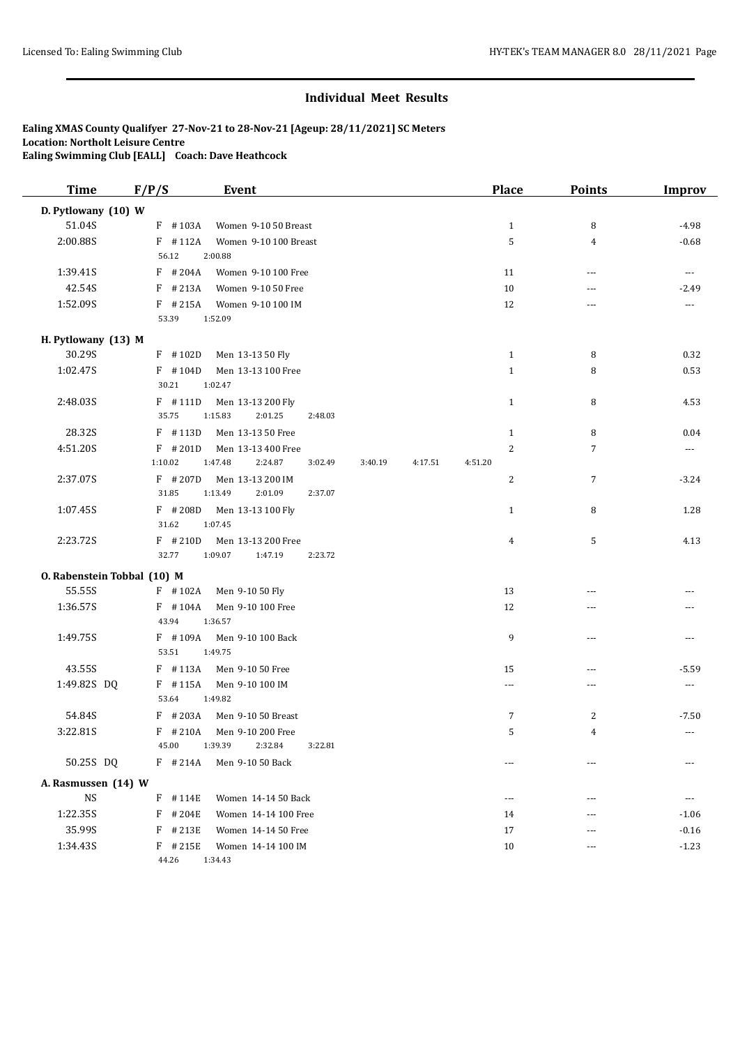## Individual Meet Results

**Ealing XMAS County Qualifyer 27-Nov-21 to 28-Nov-21 [Ageup: 28/11/2021] SC Meters**
**Location: Northolt Leisure Centre**
**Ealing Swimming Club [EALL] Coach: Dave Heathcock**

| Time | F/P/S | Event | Place | Points | Improv |
|---|---|---|---|---|---|
| **D. Pytlowany (10) W** | | | | | |
| 51.04S | F #103A | Women 9-10 50 Breast | 1 | 8 | -4.98 |
| 2:00.88S | F #112A | Women 9-10 100 Breast | 5 | 4 | -0.68 |
| | 56.12 2:00.88 | | | | |
| 1:39.41S | F #204A | Women 9-10 100 Free | 11 | --- | --- |
| 42.54S | F #213A | Women 9-10 50 Free | 10 | --- | -2.49 |
| 1:52.09S | F #215A | Women 9-10 100 IM | 12 | --- | --- |
| | 53.39 1:52.09 | | | | |
| **H. Pytlowany (13) M** | | | | | |
| 30.29S | F #102D | Men 13-13 50 Fly | 1 | 8 | 0.32 |
| 1:02.47S | F #104D | Men 13-13 100 Free | 1 | 8 | 0.53 |
| | 30.21 1:02.47 | | | | |
| 2:48.03S | F #111D | Men 13-13 200 Fly | 1 | 8 | 4.53 |
| | 35.75 1:15.83 2:01.25 2:48.03 | | | | |
| 28.32S | F #113D | Men 13-13 50 Free | 1 | 8 | 0.04 |
| 4:51.20S | F #201D | Men 13-13 400 Free | 2 | 7 | --- |
| | 1:10.02 1:47.48 2:24.87 3:02.49 3:40.19 4:17.51 4:51.20 | | | | |
| 2:37.07S | F #207D | Men 13-13 200 IM | 2 | 7 | -3.24 |
| | 31.85 1:13.49 2:01.09 2:37.07 | | | | |
| 1:07.45S | F #208D | Men 13-13 100 Fly | 1 | 8 | 1.28 |
| | 31.62 1:07.45 | | | | |
| 2:23.72S | F #210D | Men 13-13 200 Free | 4 | 5 | 4.13 |
| | 32.77 1:09.07 1:47.19 2:23.72 | | | | |
| **O. Rabenstein Tobbal (10) M** | | | | | |
| 55.55S | F #102A | Men 9-10 50 Fly | 13 | --- | --- |
| 1:36.57S | F #104A | Men 9-10 100 Free | 12 | --- | --- |
| | 43.94 1:36.57 | | | | |
| 1:49.75S | F #109A | Men 9-10 100 Back | 9 | --- | --- |
| | 53.51 1:49.75 | | | | |
| 43.55S | F #113A | Men 9-10 50 Free | 15 | --- | -5.59 |
| 1:49.82S DQ | F #115A | Men 9-10 100 IM | --- | --- | --- |
| | 53.64 1:49.82 | | | | |
| 54.84S | F #203A | Men 9-10 50 Breast | 7 | 2 | -7.50 |
| 3:22.81S | F #210A | Men 9-10 200 Free | 5 | 4 | --- |
| | 45.00 1:39.39 2:32.84 3:22.81 | | | | |
| 50.25S DQ | F #214A | Men 9-10 50 Back | --- | --- | --- |
| **A. Rasmussen (14) W** | | | | | |
| NS | F #114E | Women 14-14 50 Back | --- | --- | --- |
| 1:22.35S | F #204E | Women 14-14 100 Free | 14 | --- | -1.06 |
| 35.99S | F #213E | Women 14-14 50 Free | 17 | --- | -0.16 |
| 1:34.43S | F #215E | Women 14-14 100 IM | 10 | --- | -1.23 |
| | 44.26 1:34.43 | | | | |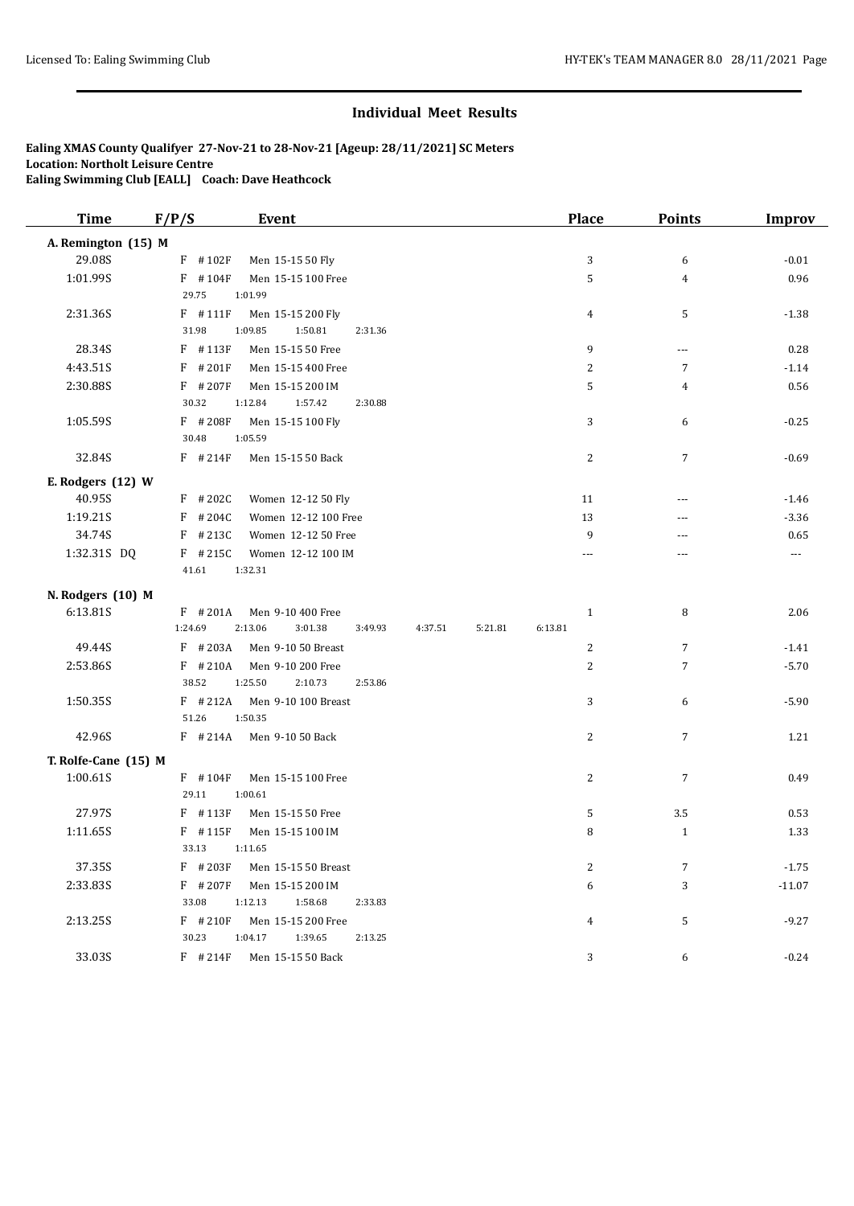## Individual Meet Results

**Ealing XMAS County Qualifyer 27-Nov-21 to 28-Nov-21 [Ageup: 28/11/2021] SC Meters**
**Location: Northolt Leisure Centre**
**Ealing Swimming Club [EALL] Coach: Dave Heathcock**

| Time | F/P/S | Event | Place | Points | Improv |
|---|---|---|---|---|---|
| **A. Remington (15) M** | | | | | |
| 29.08S | F #102F | Men 15-15 50 Fly | 3 | 6 | -0.01 |
| 1:01.99S | F #104F | Men 15-15 100 Free | 5 | 4 | 0.96 |
| | 29.75 1:01.99 | | | | |
| 2:31.36S | F #111F | Men 15-15 200 Fly | 4 | 5 | -1.38 |
| | 31.98 1:09.85 1:50.81 2:31.36 | | | | |
| 28.34S | F #113F | Men 15-15 50 Free | 9 | --- | 0.28 |
| 4:43.51S | F #201F | Men 15-15 400 Free | 2 | 7 | -1.14 |
| 2:30.88S | F #207F | Men 15-15 200 IM | 5 | 4 | 0.56 |
| | 30.32 1:12.84 1:57.42 2:30.88 | | | | |
| 1:05.59S | F #208F | Men 15-15 100 Fly | 3 | 6 | -0.25 |
| | 30.48 1:05.59 | | | | |
| 32.84S | F #214F | Men 15-15 50 Back | 2 | 7 | -0.69 |
| **E. Rodgers (12) W** | | | | | |
| 40.95S | F #202C | Women 12-12 50 Fly | 11 | --- | -1.46 |
| 1:19.21S | F #204C | Women 12-12 100 Free | 13 | --- | -3.36 |
| 34.74S | F #213C | Women 12-12 50 Free | 9 | --- | 0.65 |
| 1:32.31S DQ | F #215C | Women 12-12 100 IM | --- | --- | --- |
| | 41.61 1:32.31 | | | | |
| **N. Rodgers (10) M** | | | | | |
| 6:13.81S | F #201A | Men 9-10 400 Free | 1 | 8 | 2.06 |
| | 1:24.69 2:13.06 3:01.38 3:49.93 4:37.51 5:21.81 6:13.81 | | | | |
| 49.44S | F #203A | Men 9-10 50 Breast | 2 | 7 | -1.41 |
| 2:53.86S | F #210A | Men 9-10 200 Free | 2 | 7 | -5.70 |
| | 38.52 1:25.50 2:10.73 2:53.86 | | | | |
| 1:50.35S | F #212A | Men 9-10 100 Breast | 3 | 6 | -5.90 |
| | 51.26 1:50.35 | | | | |
| 42.96S | F #214A | Men 9-10 50 Back | 2 | 7 | 1.21 |
| **T. Rolfe-Cane (15) M** | | | | | |
| 1:00.61S | F #104F | Men 15-15 100 Free | 2 | 7 | 0.49 |
| | 29.11 1:00.61 | | | | |
| 27.97S | F #113F | Men 15-15 50 Free | 5 | 3.5 | 0.53 |
| 1:11.65S | F #115F | Men 15-15 100 IM | 8 | 1 | 1.33 |
| | 33.13 1:11.65 | | | | |
| 37.35S | F #203F | Men 15-15 50 Breast | 2 | 7 | -1.75 |
| 2:33.83S | F #207F | Men 15-15 200 IM | 6 | 3 | -11.07 |
| | 33.08 1:12.13 1:58.68 2:33.83 | | | | |
| 2:13.25S | F #210F | Men 15-15 200 Free | 4 | 5 | -9.27 |
| | 30.23 1:04.17 1:39.65 2:13.25 | | | | |
| 33.03S | F #214F | Men 15-15 50 Back | 3 | 6 | -0.24 |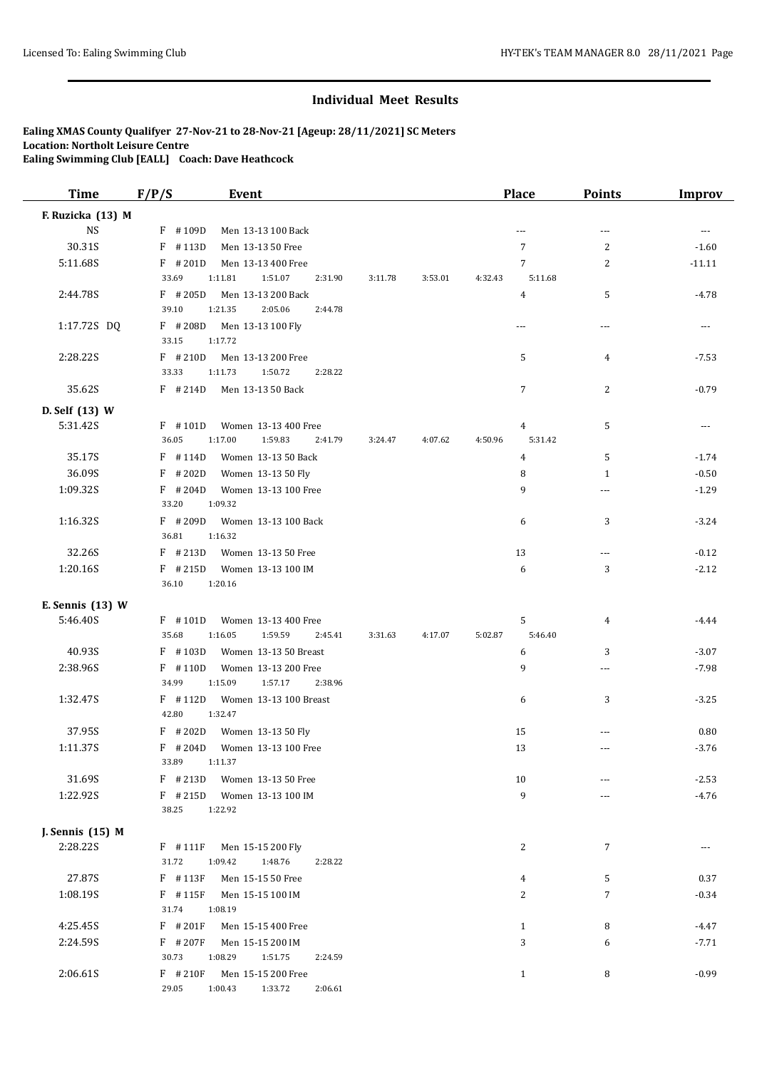## Individual Meet Results

**Ealing XMAS County Qualifyer 27-Nov-21 to 28-Nov-21 [Ageup: 28/11/2021] SC Meters**
**Location: Northolt Leisure Centre**
**Ealing Swimming Club [EALL] Coach: Dave Heathcock**

| Time | F/P/S | Event | Place | Points | Improv |
|---|---|---|---|---|---|
| **F. Ruzicka (13) M** | | | | | |
| NS | F #109D | Men 13-13 100 Back | --- | --- | --- |
| 30.31S | F #113D | Men 13-13 50 Free | 7 | 2 | -1.60 |
| 5:11.68S | F #201D | Men 13-13 400 Free | 7 | 2 | -11.11 |
| | | 33.69 1:11.81 1:51.07 2:31.90 3:11.78 3:53.01 4:32.43 5:11.68 | | | |
| 2:44.78S | F #205D | Men 13-13 200 Back | 4 | 5 | -4.78 |
| | | 39.10 1:21.35 2:05.06 2:44.78 | | | |
| 1:17.72S DQ | F #208D | Men 13-13 100 Fly | --- | --- | --- |
| | | 33.15 1:17.72 | | | |
| 2:28.22S | F #210D | Men 13-13 200 Free | 5 | 4 | -7.53 |
| | | 33.33 1:11.73 1:50.72 2:28.22 | | | |
| 35.62S | F #214D | Men 13-13 50 Back | 7 | 2 | -0.79 |
| **D. Self (13) W** | | | | | |
| 5:31.42S | F #101D | Women 13-13 400 Free | 4 | 5 | --- |
| | | 36.05 1:17.00 1:59.83 2:41.79 3:24.47 4:07.62 4:50.96 5:31.42 | | | |
| 35.17S | F #114D | Women 13-13 50 Back | 4 | 5 | -1.74 |
| 36.09S | F #202D | Women 13-13 50 Fly | 8 | 1 | -0.50 |
| 1:09.32S | F #204D | Women 13-13 100 Free | 9 | --- | -1.29 |
| | | 33.20 1:09.32 | | | |
| 1:16.32S | F #209D | Women 13-13 100 Back | 6 | 3 | -3.24 |
| | | 36.81 1:16.32 | | | |
| 32.26S | F #213D | Women 13-13 50 Free | 13 | --- | -0.12 |
| 1:20.16S | F #215D | Women 13-13 100 IM | 6 | 3 | -2.12 |
| | | 36.10 1:20.16 | | | |
| **E. Sennis (13) W** | | | | | |
| 5:46.40S | F #101D | Women 13-13 400 Free | 5 | 4 | -4.44 |
| | | 35.68 1:16.05 1:59.59 2:45.41 3:31.63 4:17.07 5:02.87 5:46.40 | | | |
| 40.93S | F #103D | Women 13-13 50 Breast | 6 | 3 | -3.07 |
| 2:38.96S | F #110D | Women 13-13 200 Free | 9 | --- | -7.98 |
| | | 34.99 1:15.09 1:57.17 2:38.96 | | | |
| 1:32.47S | F #112D | Women 13-13 100 Breast | 6 | 3 | -3.25 |
| | | 42.80 1:32.47 | | | |
| 37.95S | F #202D | Women 13-13 50 Fly | 15 | --- | 0.80 |
| 1:11.37S | F #204D | Women 13-13 100 Free | 13 | --- | -3.76 |
| | | 33.89 1:11.37 | | | |
| 31.69S | F #213D | Women 13-13 50 Free | 10 | --- | -2.53 |
| 1:22.92S | F #215D | Women 13-13 100 IM | 9 | --- | -4.76 |
| | | 38.25 1:22.92 | | | |
| **J. Sennis (15) M** | | | | | |
| 2:28.22S | F #111F | Men 15-15 200 Fly | 2 | 7 | --- |
| | | 31.72 1:09.42 1:48.76 2:28.22 | | | |
| 27.87S | F #113F | Men 15-15 50 Free | 4 | 5 | 0.37 |
| 1:08.19S | F #115F | Men 15-15 100 IM | 2 | 7 | -0.34 |
| | | 31.74 1:08.19 | | | |
| 4:25.45S | F #201F | Men 15-15 400 Free | 1 | 8 | -4.47 |
| 2:24.59S | F #207F | Men 15-15 200 IM | 3 | 6 | -7.71 |
| | | 30.73 1:08.29 1:51.75 2:24.59 | | | |
| 2:06.61S | F #210F | Men 15-15 200 Free | 1 | 8 | -0.99 |
| | | 29.05 1:00.43 1:33.72 2:06.61 | | | |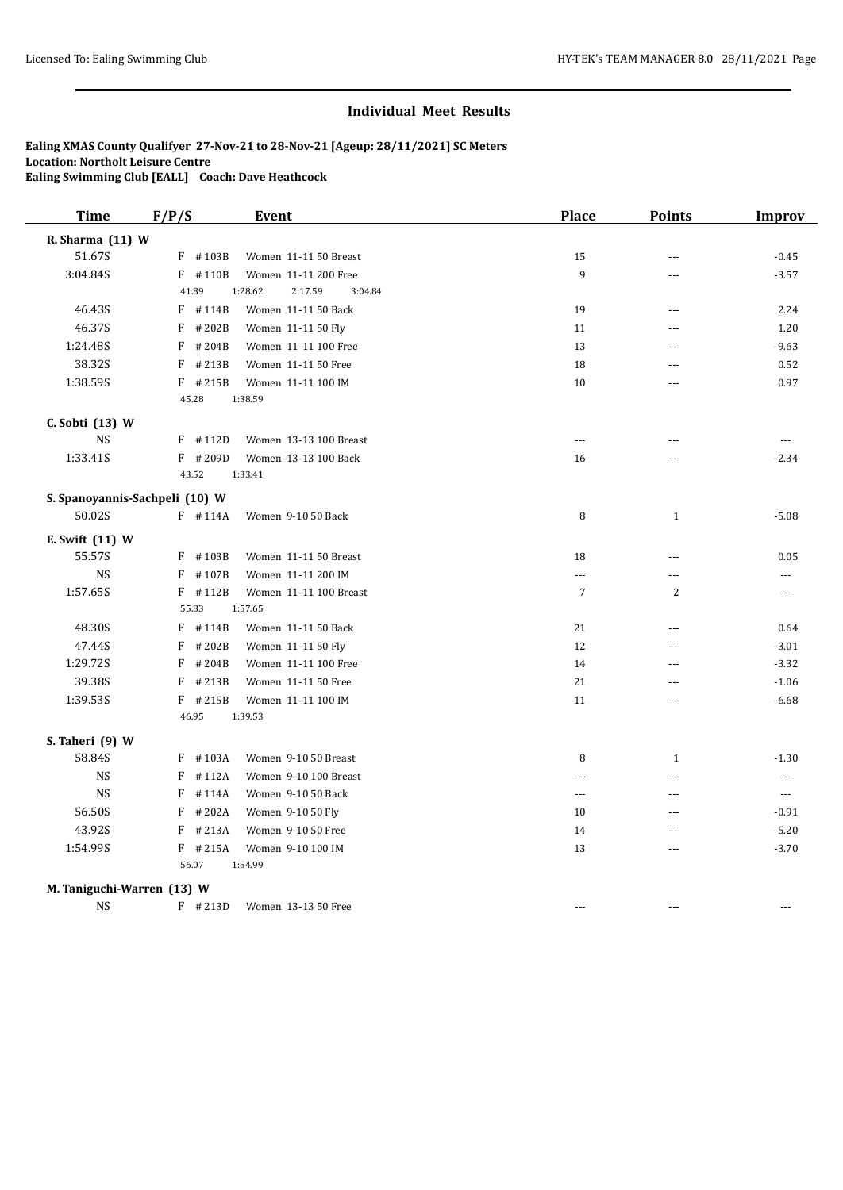## Individual Meet Results

**Ealing XMAS County Qualifyer 27-Nov-21 to 28-Nov-21 [Ageup: 28/11/2021] SC Meters**
**Location: Northolt Leisure Centre**
**Ealing Swimming Club [EALL] Coach: Dave Heathcock**

| Time | F/P/S | Event | Place | Points | Improv |
|---|---|---|---|---|---|
| **R. Sharma (11) W** | | | | | |
| 51.67S | F #103B | Women 11-11 50 Breast | 15 | --- | -0.45 |
| 3:04.84S | F #110B | Women 11-11 200 Free | 9 | --- | -3.57 |
| | 41.89 1:28.62 2:17.59 3:04.84 | | | | |
| 46.43S | F #114B | Women 11-11 50 Back | 19 | --- | 2.24 |
| 46.37S | F #202B | Women 11-11 50 Fly | 11 | --- | 1.20 |
| 1:24.48S | F #204B | Women 11-11 100 Free | 13 | --- | -9.63 |
| 38.32S | F #213B | Women 11-11 50 Free | 18 | --- | 0.52 |
| 1:38.59S | F #215B | Women 11-11 100 IM | 10 | --- | 0.97 |
| | 45.28 1:38.59 | | | | |
| **C. Sobti (13) W** | | | | | |
| NS | F #112D | Women 13-13 100 Breast | --- | --- | --- |
| 1:33.41S | F #209D | Women 13-13 100 Back | 16 | --- | -2.34 |
| | 43.52 1:33.41 | | | | |
| **S. Spanoyannis-Sachpeli (10) W** | | | | | |
| 50.02S | F #114A | Women 9-10 50 Back | 8 | 1 | -5.08 |
| **E. Swift (11) W** | | | | | |
| 55.57S | F #103B | Women 11-11 50 Breast | 18 | --- | 0.05 |
| NS | F #107B | Women 11-11 200 IM | --- | --- | --- |
| 1:57.65S | F #112B | Women 11-11 100 Breast | 7 | 2 | --- |
| | 55.83 1:57.65 | | | | |
| 48.30S | F #114B | Women 11-11 50 Back | 21 | --- | 0.64 |
| 47.44S | F #202B | Women 11-11 50 Fly | 12 | --- | -3.01 |
| 1:29.72S | F #204B | Women 11-11 100 Free | 14 | --- | -3.32 |
| 39.38S | F #213B | Women 11-11 50 Free | 21 | --- | -1.06 |
| 1:39.53S | F #215B | Women 11-11 100 IM | 11 | --- | -6.68 |
| | 46.95 1:39.53 | | | | |
| **S. Taheri (9) W** | | | | | |
| 58.84S | F #103A | Women 9-10 50 Breast | 8 | 1 | -1.30 |
| NS | F #112A | Women 9-10 100 Breast | --- | --- | --- |
| NS | F #114A | Women 9-10 50 Back | --- | --- | --- |
| 56.50S | F #202A | Women 9-10 50 Fly | 10 | --- | -0.91 |
| 43.92S | F #213A | Women 9-10 50 Free | 14 | --- | -5.20 |
| 1:54.99S | F #215A | Women 9-10 100 IM | 13 | --- | -3.70 |
| | 56.07 1:54.99 | | | | |
| **M. Taniguchi-Warren (13) W** | | | | | |
| NS | F #213D | Women 13-13 50 Free | --- | --- | --- |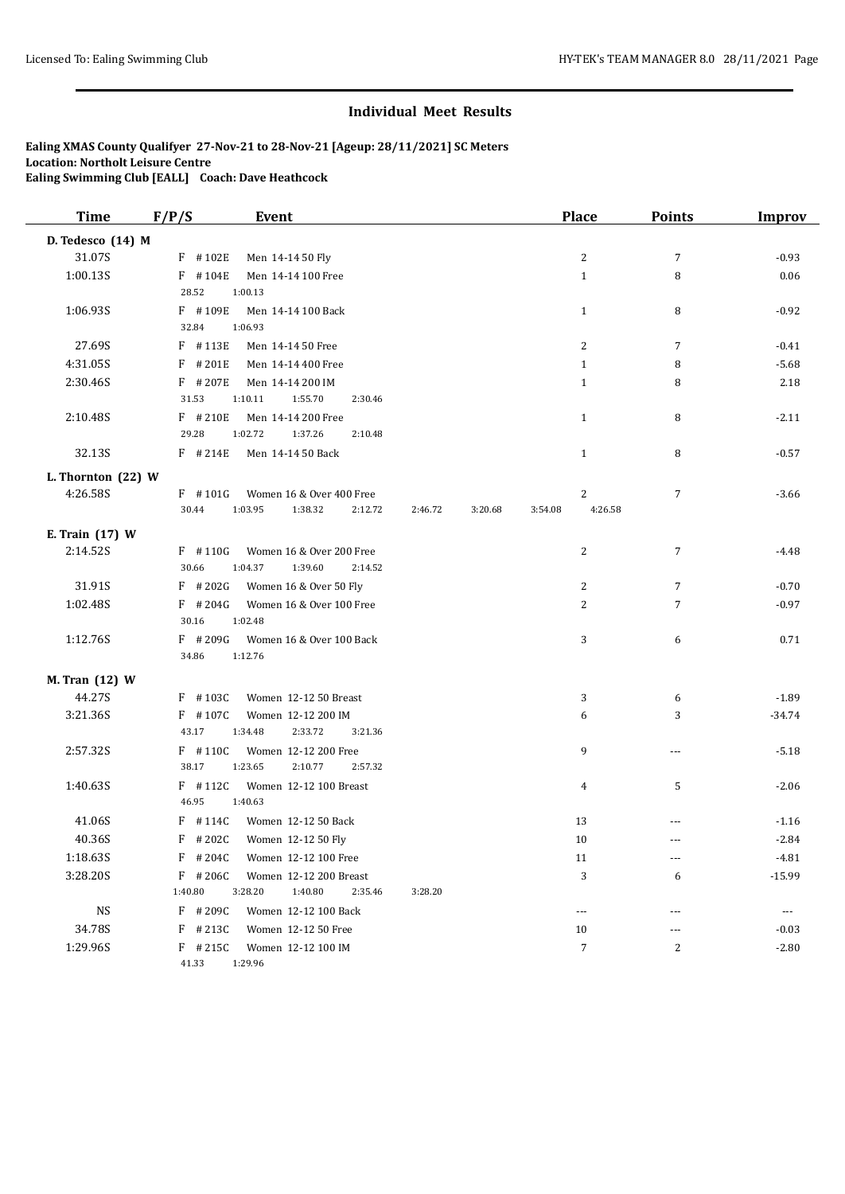## Individual Meet Results

**Ealing XMAS County Qualifyer 27-Nov-21 to 28-Nov-21 [Ageup: 28/11/2021] SC Meters**
**Location: Northolt Leisure Centre**
**Ealing Swimming Club [EALL] Coach: Dave Heathcock**

| Time | F/P/S | Event | Place | Points | Improv |
|---|---|---|---|---|---|
| **D. Tedesco (14) M** | | | | | |
| 31.07S | F #102E | Men 14-14 50 Fly | 2 | 7 | -0.93 |
| 1:00.13S | F #104E | Men 14-14 100 Free | 1 | 8 | 0.06 |
| | 28.52 1:00.13 | | | | |
| 1:06.93S | F #109E | Men 14-14 100 Back | 1 | 8 | -0.92 |
| | 32.84 1:06.93 | | | | |
| 27.69S | F #113E | Men 14-14 50 Free | 2 | 7 | -0.41 |
| 4:31.05S | F #201E | Men 14-14 400 Free | 1 | 8 | -5.68 |
| 2:30.46S | F #207E | Men 14-14 200 IM | 1 | 8 | 2.18 |
| | 31.53 1:10.11 1:55.70 2:30.46 | | | | |
| 2:10.48S | F #210E | Men 14-14 200 Free | 1 | 8 | -2.11 |
| | 29.28 1:02.72 1:37.26 2:10.48 | | | | |
| 32.13S | F #214E | Men 14-14 50 Back | 1 | 8 | -0.57 |
| **L. Thornton (22) W** | | | | | |
| 4:26.58S | F #101G | Women 16 & Over 400 Free | 2 | 7 | -3.66 |
| | 30.44 1:03.95 1:38.32 2:12.72 2:46.72 3:20.68 3:54.08 4:26.58 | | | | |
| **E. Train (17) W** | | | | | |
| 2:14.52S | F #110G | Women 16 & Over 200 Free | 2 | 7 | -4.48 |
| | 30.66 1:04.37 1:39.60 2:14.52 | | | | |
| 31.91S | F #202G | Women 16 & Over 50 Fly | 2 | 7 | -0.70 |
| 1:02.48S | F #204G | Women 16 & Over 100 Free | 2 | 7 | -0.97 |
| | 30.16 1:02.48 | | | | |
| 1:12.76S | F #209G | Women 16 & Over 100 Back | 3 | 6 | 0.71 |
| | 34.86 1:12.76 | | | | |
| **M. Tran (12) W** | | | | | |
| 44.27S | F #103C | Women 12-12 50 Breast | 3 | 6 | -1.89 |
| 3:21.36S | F #107C | Women 12-12 200 IM | 6 | 3 | -34.74 |
| | 43.17 1:34.48 2:33.72 3:21.36 | | | | |
| 2:57.32S | F #110C | Women 12-12 200 Free | 9 | --- | -5.18 |
| | 38.17 1:23.65 2:10.77 2:57.32 | | | | |
| 1:40.63S | F #112C | Women 12-12 100 Breast | 4 | 5 | -2.06 |
| | 46.95 1:40.63 | | | | |
| 41.06S | F #114C | Women 12-12 50 Back | 13 | --- | -1.16 |
| 40.36S | F #202C | Women 12-12 50 Fly | 10 | --- | -2.84 |
| 1:18.63S | F #204C | Women 12-12 100 Free | 11 | --- | -4.81 |
| 3:28.20S | F #206C | Women 12-12 200 Breast | 3 | 6 | -15.99 |
| | 1:40.80 3:28.20 1:40.80 2:35.46 3:28.20 | | | | |
| NS | F #209C | Women 12-12 100 Back | --- | --- | --- |
| 34.78S | F #213C | Women 12-12 50 Free | 10 | --- | -0.03 |
| 1:29.96S | F #215C | Women 12-12 100 IM | 7 | 2 | -2.80 |
| | 41.33 1:29.96 | | | | |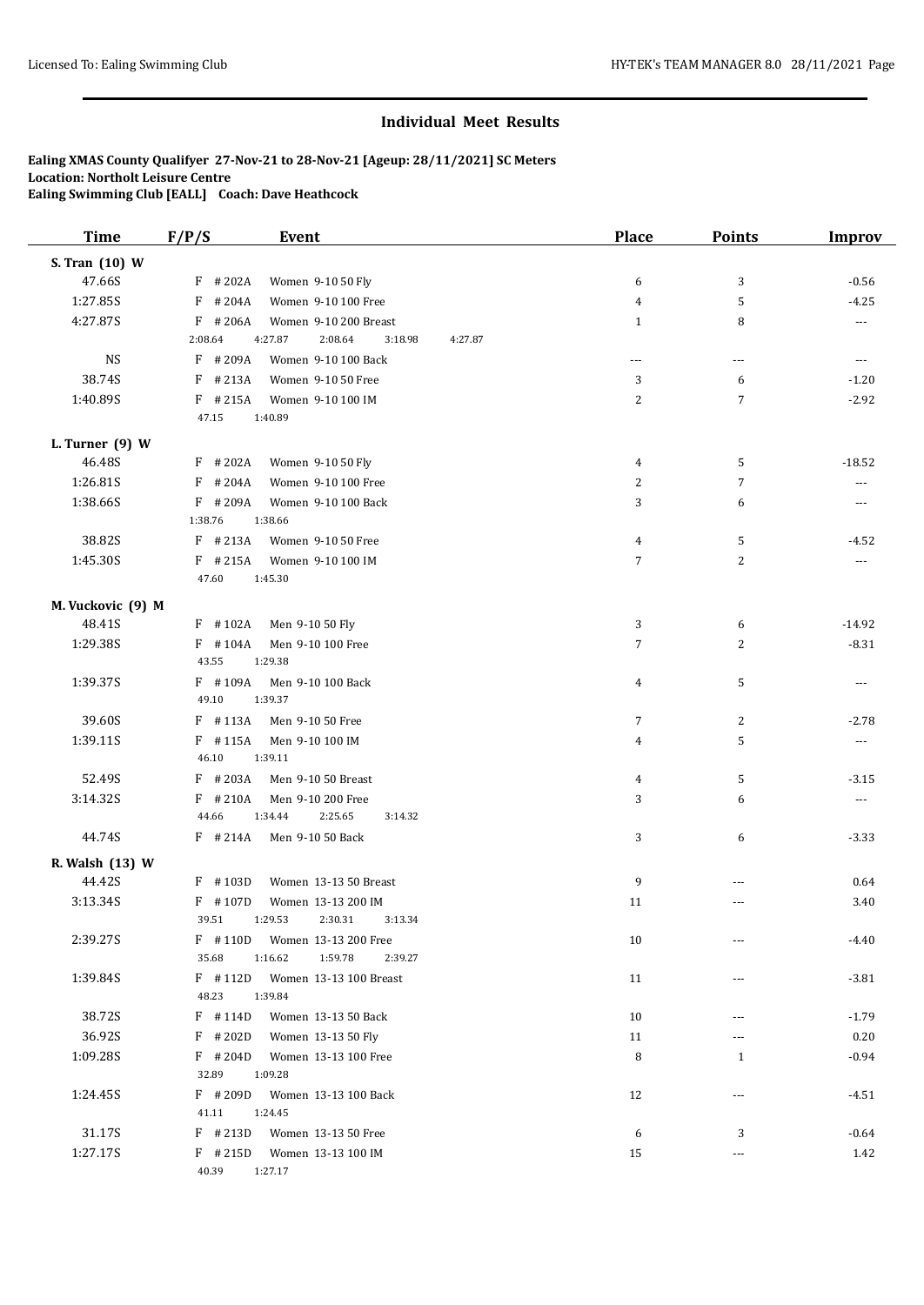## Individual Meet Results

**Ealing XMAS County Qualifyer 27-Nov-21 to 28-Nov-21 [Ageup: 28/11/2021] SC Meters**
**Location: Northolt Leisure Centre**
**Ealing Swimming Club [EALL] Coach: Dave Heathcock**

| Time | F/P/S | Event | Place | Points | Improv |
|---|---|---|---|---|---|
| **S. Tran (10) W** | | | | | |
| 47.66S | F #202A | Women 9-10 50 Fly | 6 | 3 | -0.56 |
| 1:27.85S | F #204A | Women 9-10 100 Free | 4 | 5 | -4.25 |
| 4:27.87S | F #206A | Women 9-10 200 Breast | 1 | 8 | --- |
| | 2:08.64 4:27.87 2:08.64 3:18.98 4:27.87 | | | | |
| NS | F #209A | Women 9-10 100 Back | --- | --- | --- |
| 38.74S | F #213A | Women 9-10 50 Free | 3 | 6 | -1.20 |
| 1:40.89S | F #215A | Women 9-10 100 IM | 2 | 7 | -2.92 |
| | 47.15 1:40.89 | | | | |
| **L. Turner (9) W** | | | | | |
| 46.48S | F #202A | Women 9-10 50 Fly | 4 | 5 | -18.52 |
| 1:26.81S | F #204A | Women 9-10 100 Free | 2 | 7 | --- |
| 1:38.66S | F #209A | Women 9-10 100 Back | 3 | 6 | --- |
| | 1:38.76 1:38.66 | | | | |
| 38.82S | F #213A | Women 9-10 50 Free | 4 | 5 | -4.52 |
| 1:45.30S | F #215A | Women 9-10 100 IM | 7 | 2 | --- |
| | 47.60 1:45.30 | | | | |
| **M. Vuckovic (9) M** | | | | | |
| 48.41S | F #102A | Men 9-10 50 Fly | 3 | 6 | -14.92 |
| 1:29.38S | F #104A | Men 9-10 100 Free | 7 | 2 | -8.31 |
| | 43.55 1:29.38 | | | | |
| 1:39.37S | F #109A | Men 9-10 100 Back | 4 | 5 | --- |
| | 49.10 1:39.37 | | | | |
| 39.60S | F #113A | Men 9-10 50 Free | 7 | 2 | -2.78 |
| 1:39.11S | F #115A | Men 9-10 100 IM | 4 | 5 | --- |
| | 46.10 1:39.11 | | | | |
| 52.49S | F #203A | Men 9-10 50 Breast | 4 | 5 | -3.15 |
| 3:14.32S | F #210A | Men 9-10 200 Free | 3 | 6 | --- |
| | 44.66 1:34.44 2:25.65 3:14.32 | | | | |
| 44.74S | F #214A | Men 9-10 50 Back | 3 | 6 | -3.33 |
| **R. Walsh (13) W** | | | | | |
| 44.42S | F #103D | Women 13-13 50 Breast | 9 | --- | 0.64 |
| 3:13.34S | F #107D | Women 13-13 200 IM | 11 | --- | 3.40 |
| | 39.51 1:29.53 2:30.31 3:13.34 | | | | |
| 2:39.27S | F #110D | Women 13-13 200 Free | 10 | --- | -4.40 |
| | 35.68 1:16.62 1:59.78 2:39.27 | | | | |
| 1:39.84S | F #112D | Women 13-13 100 Breast | 11 | --- | -3.81 |
| | 48.23 1:39.84 | | | | |
| 38.72S | F #114D | Women 13-13 50 Back | 10 | --- | -1.79 |
| 36.92S | F #202D | Women 13-13 50 Fly | 11 | --- | 0.20 |
| 1:09.28S | F #204D | Women 13-13 100 Free | 8 | 1 | -0.94 |
| | 32.89 1:09.28 | | | | |
| 1:24.45S | F #209D | Women 13-13 100 Back | 12 | --- | -4.51 |
| | 41.11 1:24.45 | | | | |
| 31.17S | F #213D | Women 13-13 50 Free | 6 | 3 | -0.64 |
| 1:27.17S | F #215D | Women 13-13 100 IM | 15 | --- | 1.42 |
| | 40.39 1:27.17 | | | | |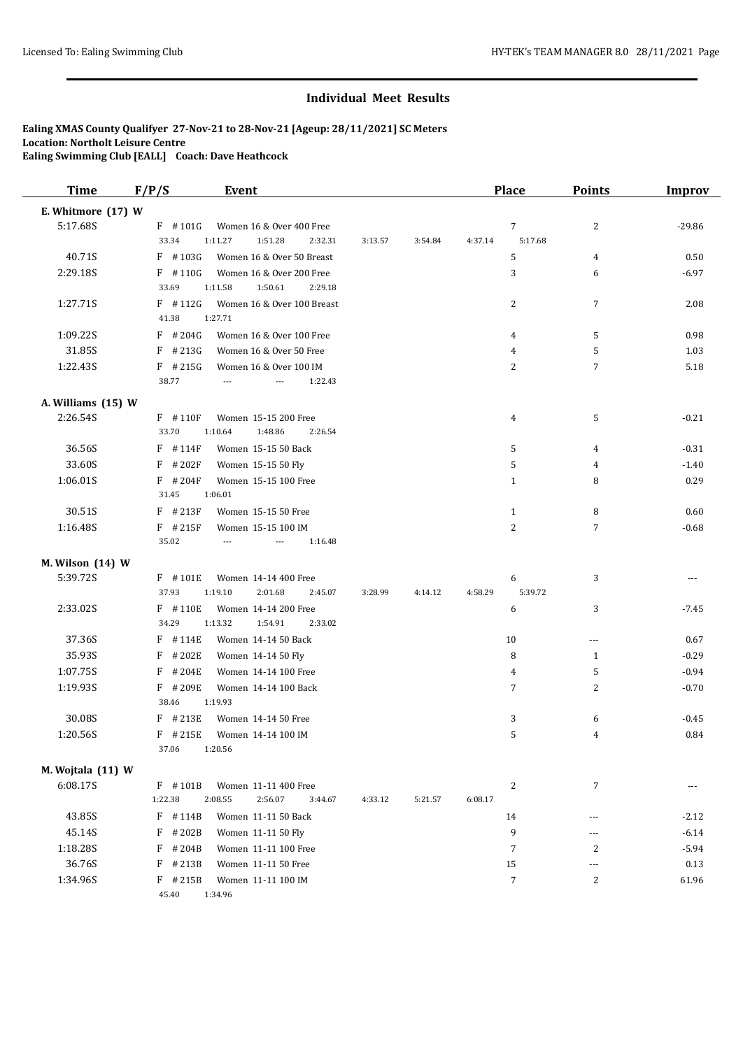## Individual Meet Results

**Ealing XMAS County Qualifyer 27-Nov-21 to 28-Nov-21 [Ageup: 28/11/2021] SC Meters**
**Location: Northolt Leisure Centre**
**Ealing Swimming Club [EALL] Coach: Dave Heathcock**

| Time | F/P/S | Event | Place | Points | Improv |
|---|---|---|---|---|---|
| **E. Whitmore (17) W** | | | | | |
| 5:17.68S | F #101G | Women 16 & Over 400 Free | 7 | 2 | -29.86 |
| | 33.34 1:11.27 1:51.28 2:32.31 3:13.57 3:54.84 4:37.14 5:17.68 | | | | |
| 40.71S | F #103G | Women 16 & Over 50 Breast | 5 | 4 | 0.50 |
| 2:29.18S | F #110G | Women 16 & Over 200 Free | 3 | 6 | -6.97 |
| | 33.69 1:11.58 1:50.61 2:29.18 | | | | |
| 1:27.71S | F #112G | Women 16 & Over 100 Breast | 2 | 7 | 2.08 |
| | 41.38 1:27.71 | | | | |
| 1:09.22S | F #204G | Women 16 & Over 100 Free | 4 | 5 | 0.98 |
| 31.85S | F #213G | Women 16 & Over 50 Free | 4 | 5 | 1.03 |
| 1:22.43S | F #215G | Women 16 & Over 100 IM | 2 | 7 | 5.18 |
| | 38.77 --- --- 1:22.43 | | | | |
| **A. Williams (15) W** | | | | | |
| 2:26.54S | F #110F | Women 15-15 200 Free | 4 | 5 | -0.21 |
| | 33.70 1:10.64 1:48.86 2:26.54 | | | | |
| 36.56S | F #114F | Women 15-15 50 Back | 5 | 4 | -0.31 |
| 33.60S | F #202F | Women 15-15 50 Fly | 5 | 4 | -1.40 |
| 1:06.01S | F #204F | Women 15-15 100 Free | 1 | 8 | 0.29 |
| | 31.45 1:06.01 | | | | |
| 30.51S | F #213F | Women 15-15 50 Free | 1 | 8 | 0.60 |
| 1:16.48S | F #215F | Women 15-15 100 IM | 2 | 7 | -0.68 |
| | 35.02 --- --- 1:16.48 | | | | |
| **M. Wilson (14) W** | | | | | |
| 5:39.72S | F #101E | Women 14-14 400 Free | 6 | 3 | --- |
| | 37.93 1:19.10 2:01.68 2:45.07 3:28.99 4:14.12 4:58.29 5:39.72 | | | | |
| 2:33.02S | F #110E | Women 14-14 200 Free | 6 | 3 | -7.45 |
| | 34.29 1:13.32 1:54.91 2:33.02 | | | | |
| 37.36S | F #114E | Women 14-14 50 Back | 10 | --- | 0.67 |
| 35.93S | F #202E | Women 14-14 50 Fly | 8 | 1 | -0.29 |
| 1:07.75S | F #204E | Women 14-14 100 Free | 4 | 5 | -0.94 |
| 1:19.93S | F #209E | Women 14-14 100 Back | 7 | 2 | -0.70 |
| | 38.46 1:19.93 | | | | |
| 30.08S | F #213E | Women 14-14 50 Free | 3 | 6 | -0.45 |
| 1:20.56S | F #215E | Women 14-14 100 IM | 5 | 4 | 0.84 |
| | 37.06 1:20.56 | | | | |
| **M. Wojtala (11) W** | | | | | |
| 6:08.17S | F #101B | Women 11-11 400 Free | 2 | 7 | --- |
| | 1:22.38 2:08.55 2:56.07 3:44.67 4:33.12 5:21.57 6:08.17 | | | | |
| 43.85S | F #114B | Women 11-11 50 Back | 14 | --- | -2.12 |
| 45.14S | F #202B | Women 11-11 50 Fly | 9 | --- | -6.14 |
| 1:18.28S | F #204B | Women 11-11 100 Free | 7 | 2 | -5.94 |
| 36.76S | F #213B | Women 11-11 50 Free | 15 | --- | 0.13 |
| 1:34.96S | F #215B | Women 11-11 100 IM | 7 | 2 | 61.96 |
| | 45.40 1:34.96 | | | | |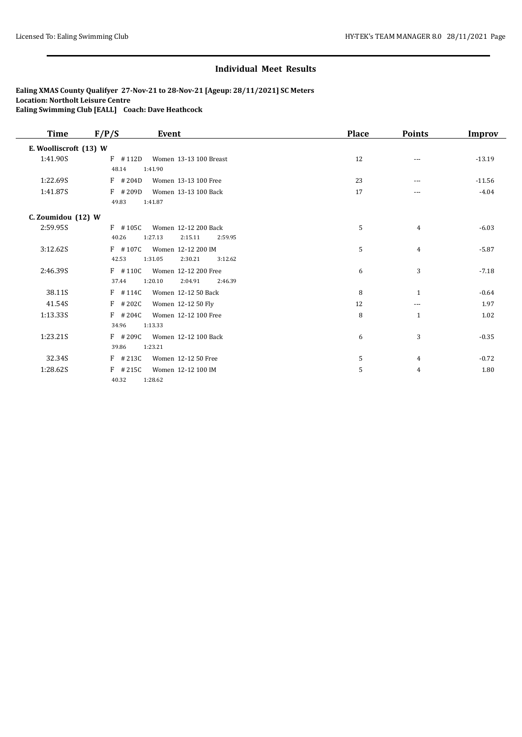## Individual Meet Results

**Ealing XMAS County Qualifyer 27-Nov-21 to 28-Nov-21 [Ageup: 28/11/2021] SC Meters**
**Location: Northolt Leisure Centre**
**Ealing Swimming Club [EALL] Coach: Dave Heathcock**

| Time | F/P/S | Event | Place | Points | Improv |
|---|---|---|---|---|---|
| **E. Woolliscroft (13) W** | | | | | |
| 1:41.90S | F #112D | Women 13-13 100 Breast | 12 | --- | -13.19 |
| | 48.14 1:41.90 | | | | |
| 1:22.69S | F #204D | Women 13-13 100 Free | 23 | --- | -11.56 |
| 1:41.87S | F #209D | Women 13-13 100 Back | 17 | --- | -4.04 |
| | 49.83 1:41.87 | | | | |
| **C. Zoumidou (12) W** | | | | | |
| 2:59.95S | F #105C | Women 12-12 200 Back | 5 | 4 | -6.03 |
| | 40.26 1:27.13 2:15.11 2:59.95 | | | | |
| 3:12.62S | F #107C | Women 12-12 200 IM | 5 | 4 | -5.87 |
| | 42.53 1:31.05 2:30.21 3:12.62 | | | | |
| 2:46.39S | F #110C | Women 12-12 200 Free | 6 | 3 | -7.18 |
| | 37.44 1:20.10 2:04.91 2:46.39 | | | | |
| 38.11S | F #114C | Women 12-12 50 Back | 8 | 1 | -0.64 |
| 41.54S | F #202C | Women 12-12 50 Fly | 12 | --- | 1.97 |
| 1:13.33S | F #204C | Women 12-12 100 Free | 8 | 1 | 1.02 |
| | 34.96 1:13.33 | | | | |
| 1:23.21S | F #209C | Women 12-12 100 Back | 6 | 3 | -0.35 |
| | 39.86 1:23.21 | | | | |
| 32.34S | F #213C | Women 12-12 50 Free | 5 | 4 | -0.72 |
| 1:28.62S | F #215C | Women 12-12 100 IM | 5 | 4 | 1.80 |
| | 40.32 1:28.62 | | | | |